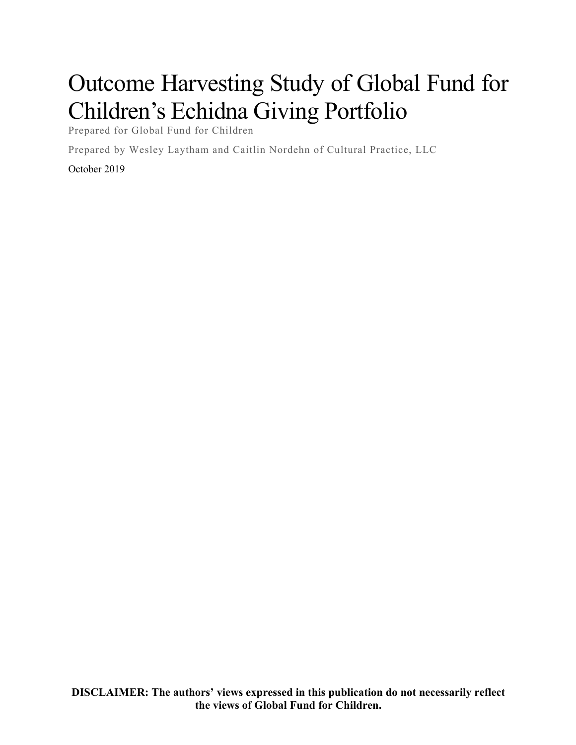# Outcome Harvesting Study of Global Fund for Children's Echidna Giving Portfolio

Prepared for Global Fund for Children

Prepared by Wesley Laytham and Caitlin Nordehn of Cultural Practice, LLC

October 2019

**DISCLAIMER: The authors' views expressed in this publication do not necessarily reflect the views of Global Fund for Children.**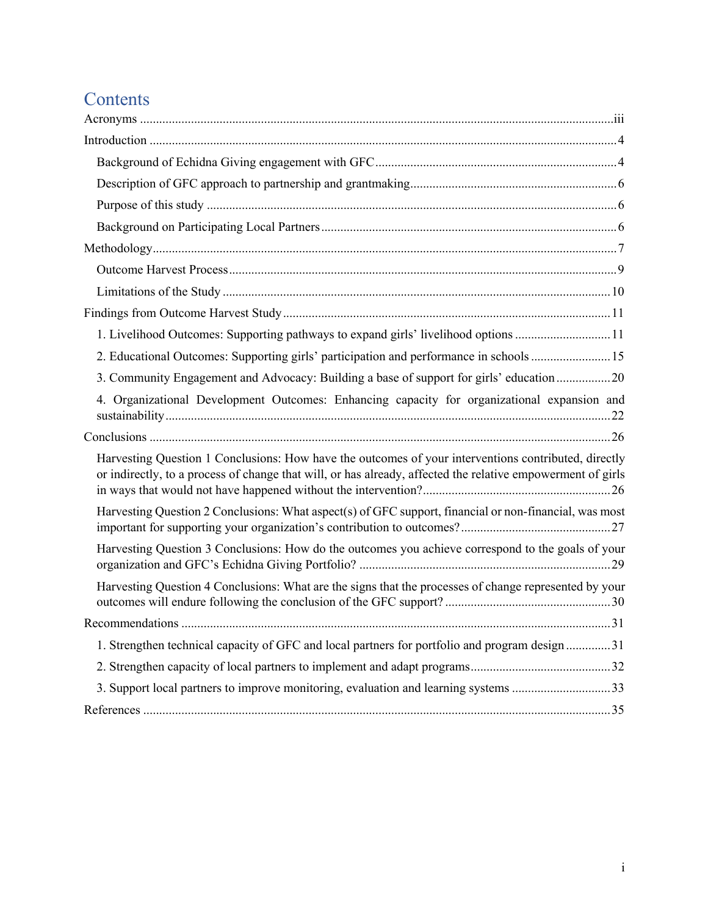# Contents

Acronyms ........................................................................................................................................iii

Introduction ........................................................................................................................................4

- Background of Echidna Giving engagement with GFC ........................................................................4
- Description of GFC approach to partnership and grantmaking ................................................................6
- Purpose of this study ........................................................................................................................6
- Background on Participating Local Partners ..........................................................................................6

Methodology ........................................................................................................................................7

- Outcome Harvest Process ...................................................................................................................9
- Limitations of the Study ....................................................................................................................10

Findings from Outcome Harvest Study ....................................................................................................11

- 1. Livelihood Outcomes: Supporting pathways to expand girls' livelihood options ..................................11
- 2. Educational Outcomes: Supporting girls' participation and performance in schools ..............................15
- 3. Community Engagement and Advocacy: Building a base of support for girls' education .......................20
- 4. Organizational Development Outcomes: Enhancing capacity for organizational expansion and sustainability ........................................................................................................................................22

Conclusions ........................................................................................................................................26

- Harvesting Question 1 Conclusions: How have the outcomes of your interventions contributed, directly or indirectly, to a process of change that will, or has already, affected the relative empowerment of girls in ways that would not have happened without the intervention? ......................................................26
- Harvesting Question 2 Conclusions: What aspect(s) of GFC support, financial or non-financial, was most important for supporting your organization's contribution to outcomes? ...............................................27
- Harvesting Question 3 Conclusions: How do the outcomes you achieve correspond to the goals of your organization and GFC's Echidna Giving Portfolio? ...............................................................................29
- Harvesting Question 4 Conclusions: What are the signs that the processes of change represented by your outcomes will endure following the conclusion of the GFC support? ....................................................30

Recommendations ................................................................................................................................31

- 1. Strengthen technical capacity of GFC and local partners for portfolio and program design ..................31
- 2. Strengthen capacity of local partners to implement and adapt programs ................................................32
- 3. Support local partners to improve monitoring, evaluation and learning systems ......................................33

References ........................................................................................................................................35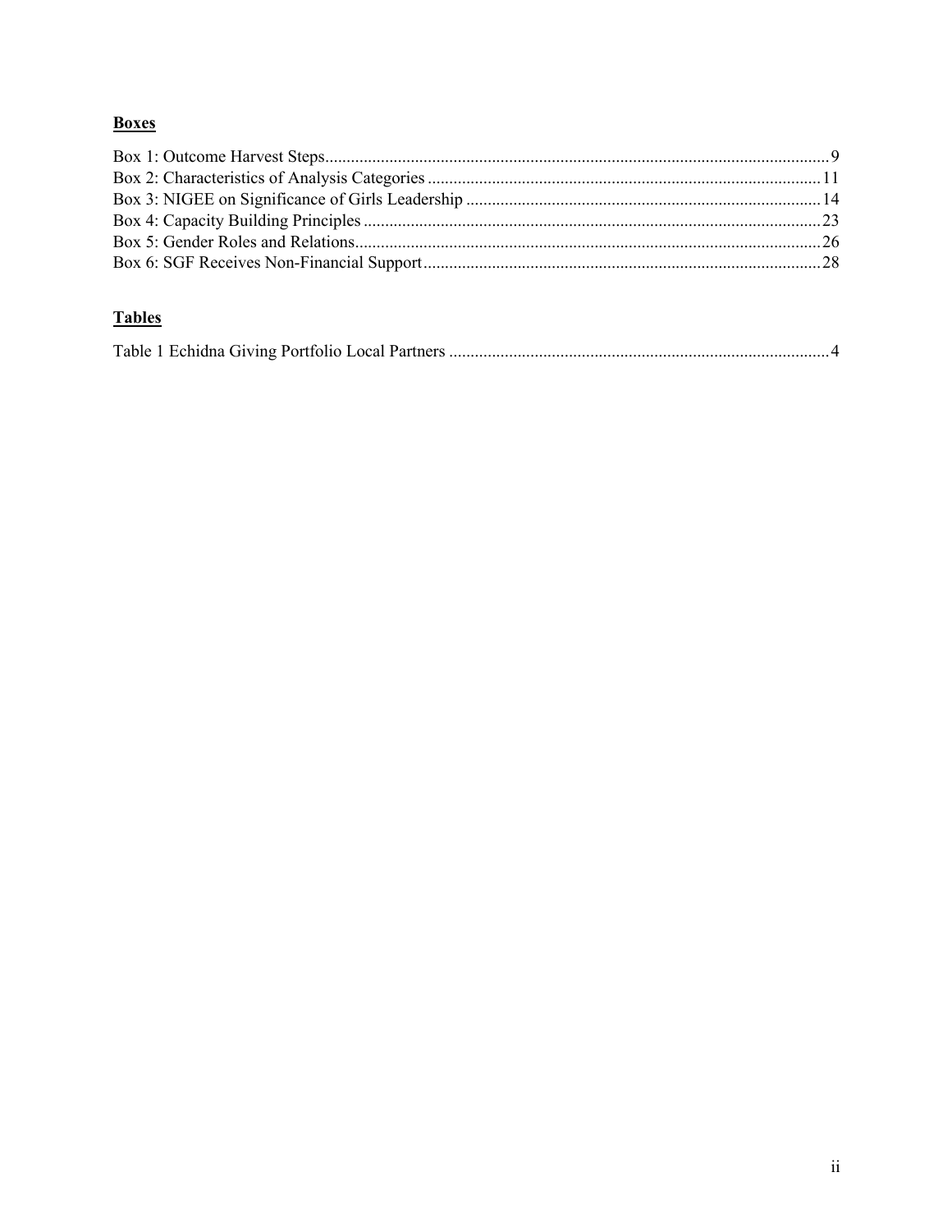## Boxes

Box 1: Outcome Harvest Steps....................................................................................................................9
Box 2: Characteristics of Analysis Categories ...........................................................................................11
Box 3: NIGEE on Significance of Girls Leadership ..................................................................................14
Box 4: Capacity Building Principles ..........................................................................................................23
Box 5: Gender Roles and Relations............................................................................................................26
Box 6: SGF Receives Non-Financial Support............................................................................................28

## Tables

Table 1 Echidna Giving Portfolio Local Partners ........................................................................................4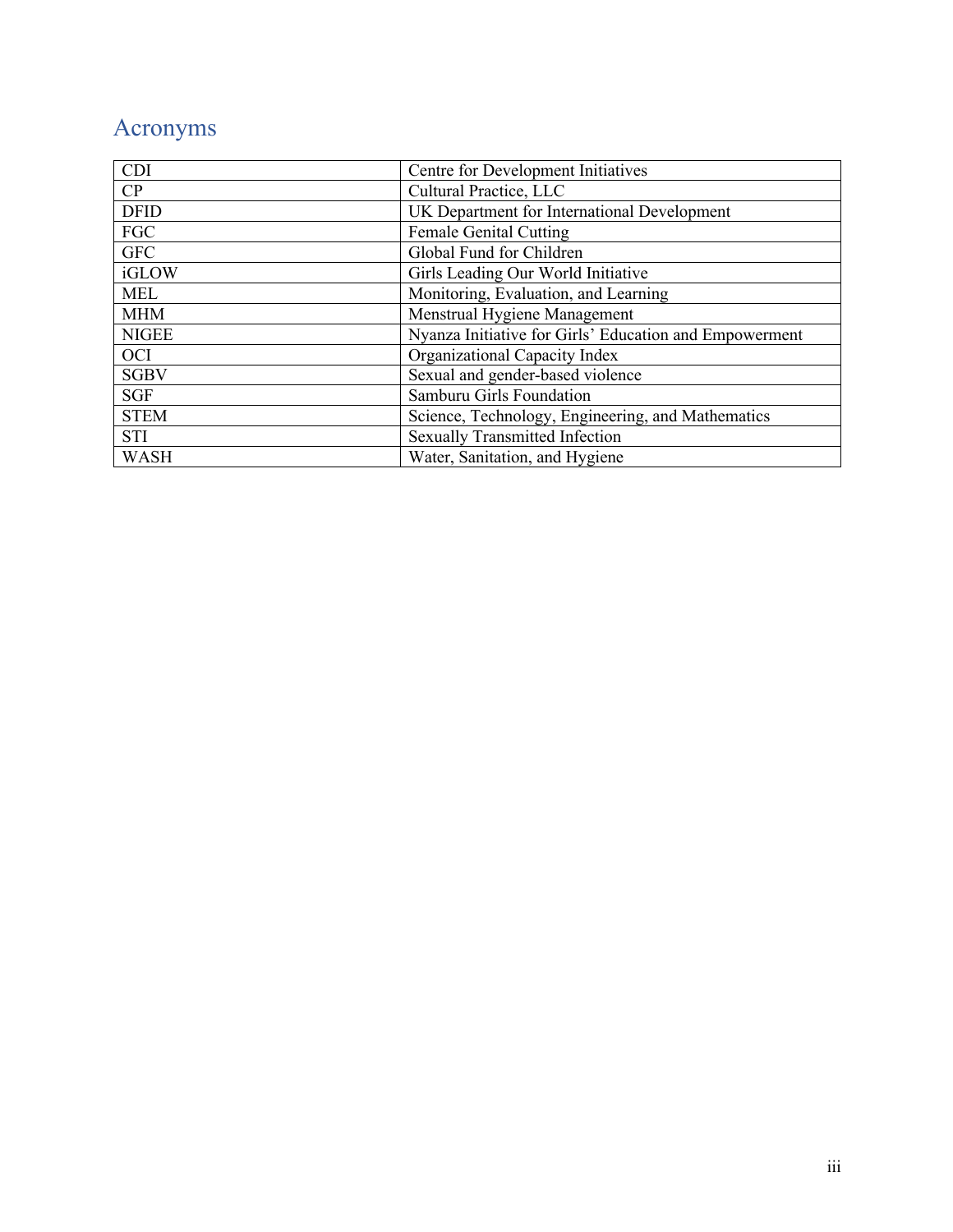# Acronyms

| | |
|---|---|
| CDI | Centre for Development Initiatives |
| CP | Cultural Practice, LLC |
| DFID | UK Department for International Development |
| FGC | Female Genital Cutting |
| GFC | Global Fund for Children |
| iGLOW | Girls Leading Our World Initiative |
| MEL | Monitoring, Evaluation, and Learning |
| MHM | Menstrual Hygiene Management |
| NIGEE | Nyanza Initiative for Girls' Education and Empowerment |
| OCI | Organizational Capacity Index |
| SGBV | Sexual and gender-based violence |
| SGF | Samburu Girls Foundation |
| STEM | Science, Technology, Engineering, and Mathematics |
| STI | Sexually Transmitted Infection |
| WASH | Water, Sanitation, and Hygiene |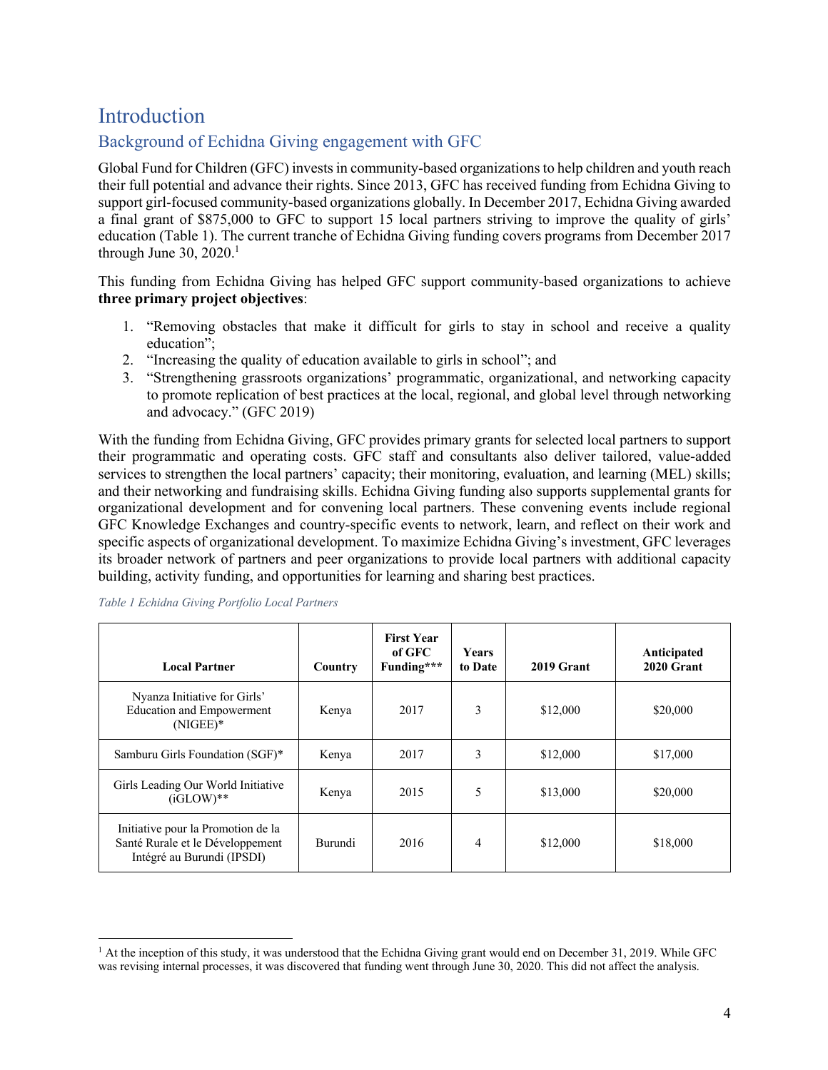# Introduction

## Background of Echidna Giving engagement with GFC

Global Fund for Children (GFC) invests in community-based organizations to help children and youth reach their full potential and advance their rights. Since 2013, GFC has received funding from Echidna Giving to support girl-focused community-based organizations globally. In December 2017, Echidna Giving awarded a final grant of $875,000 to GFC to support 15 local partners striving to improve the quality of girls' education (Table 1). The current tranche of Echidna Giving funding covers programs from December 2017 through June 30, 2020.[1]

This funding from Echidna Giving has helped GFC support community-based organizations to achieve **three primary project objectives**:

1. "Removing obstacles that make it difficult for girls to stay in school and receive a quality education";
2. "Increasing the quality of education available to girls in school"; and
3. "Strengthening grassroots organizations' programmatic, organizational, and networking capacity to promote replication of best practices at the local, regional, and global level through networking and advocacy." (GFC 2019)

With the funding from Echidna Giving, GFC provides primary grants for selected local partners to support their programmatic and operating costs. GFC staff and consultants also deliver tailored, value-added services to strengthen the local partners' capacity; their monitoring, evaluation, and learning (MEL) skills; and their networking and fundraising skills. Echidna Giving funding also supports supplemental grants for organizational development and for convening local partners. These convening events include regional GFC Knowledge Exchanges and country-specific events to network, learn, and reflect on their work and specific aspects of organizational development. To maximize Echidna Giving's investment, GFC leverages its broader network of partners and peer organizations to provide local partners with additional capacity building, activity funding, and opportunities for learning and sharing best practices.

*Table 1 Echidna Giving Portfolio Local Partners*

| Local Partner | Country | First Year of GFC Funding*** | Years to Date | 2019 Grant | Anticipated 2020 Grant |
|---|---|---|---|---|---|
| Nyanza Initiative for Girls' Education and Empowerment (NIGEE)* | Kenya | 2017 | 3 | $12,000 | $20,000 |
| Samburu Girls Foundation (SGF)* | Kenya | 2017 | 3 | $12,000 | $17,000 |
| Girls Leading Our World Initiative (iGLOW)** | Kenya | 2015 | 5 | $13,000 | $20,000 |
| Initiative pour la Promotion de la Santé Rurale et le Développement Intégré au Burundi (IPSDI) | Burundi | 2016 | 4 | $12,000 | $18,000 |

[1] At the inception of this study, it was understood that the Echidna Giving grant would end on December 31, 2019. While GFC was revising internal processes, it was discovered that funding went through June 30, 2020. This did not affect the analysis.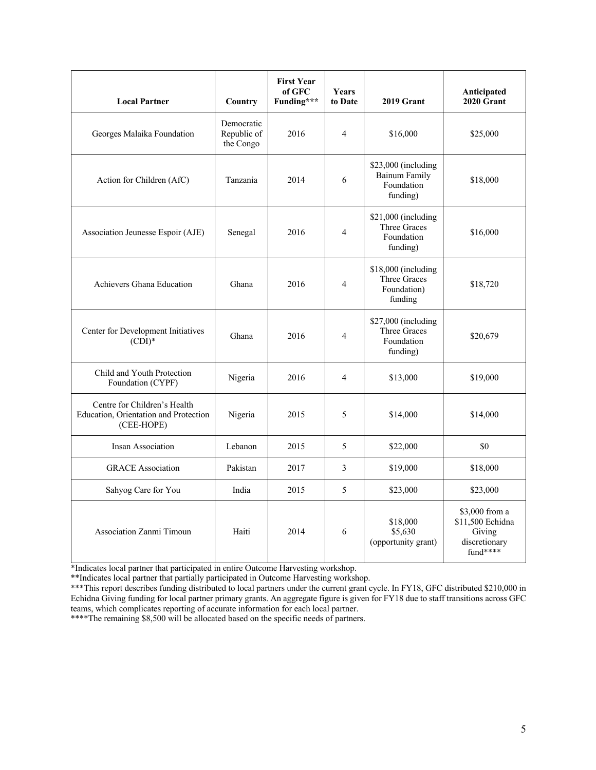| Local Partner | Country | First Year of GFC Funding*** | Years to Date | 2019 Grant | Anticipated 2020 Grant |
|---|---|---|---|---|---|
| Georges Malaika Foundation | Democratic Republic of the Congo | 2016 | 4 | $16,000 | $25,000 |
| Action for Children (AfC) | Tanzania | 2014 | 6 | $23,000 (including Bainum Family Foundation funding) | $18,000 |
| Association Jeunesse Espoir (AJE) | Senegal | 2016 | 4 | $21,000 (including Three Graces Foundation funding) | $16,000 |
| Achievers Ghana Education | Ghana | 2016 | 4 | $18,000 (including Three Graces Foundation) funding | $18,720 |
| Center for Development Initiatives (CDI)* | Ghana | 2016 | 4 | $27,000 (including Three Graces Foundation funding) | $20,679 |
| Child and Youth Protection Foundation (CYPF) | Nigeria | 2016 | 4 | $13,000 | $19,000 |
| Centre for Children's Health Education, Orientation and Protection (CEE-HOPE) | Nigeria | 2015 | 5 | $14,000 | $14,000 |
| Insan Association | Lebanon | 2015 | 5 | $22,000 | $0 |
| GRACE Association | Pakistan | 2017 | 3 | $19,000 | $18,000 |
| Sahyog Care for You | India | 2015 | 5 | $23,000 | $23,000 |
| Association Zanmi Timoun | Haiti | 2014 | 6 | $18,000 $5,630 (opportunity grant) | $3,000 from a $11,500 Echidna Giving discretionary fund**** |

*Indicates local partner that participated in entire Outcome Harvesting workshop.

**Indicates local partner that partially participated in Outcome Harvesting workshop.

***This report describes funding distributed to local partners under the current grant cycle. In FY18, GFC distributed $210,000 in Echidna Giving funding for local partner primary grants. An aggregate figure is given for FY18 due to staff transitions across GFC teams, which complicates reporting of accurate information for each local partner.

****The remaining $8,500 will be allocated based on the specific needs of partners.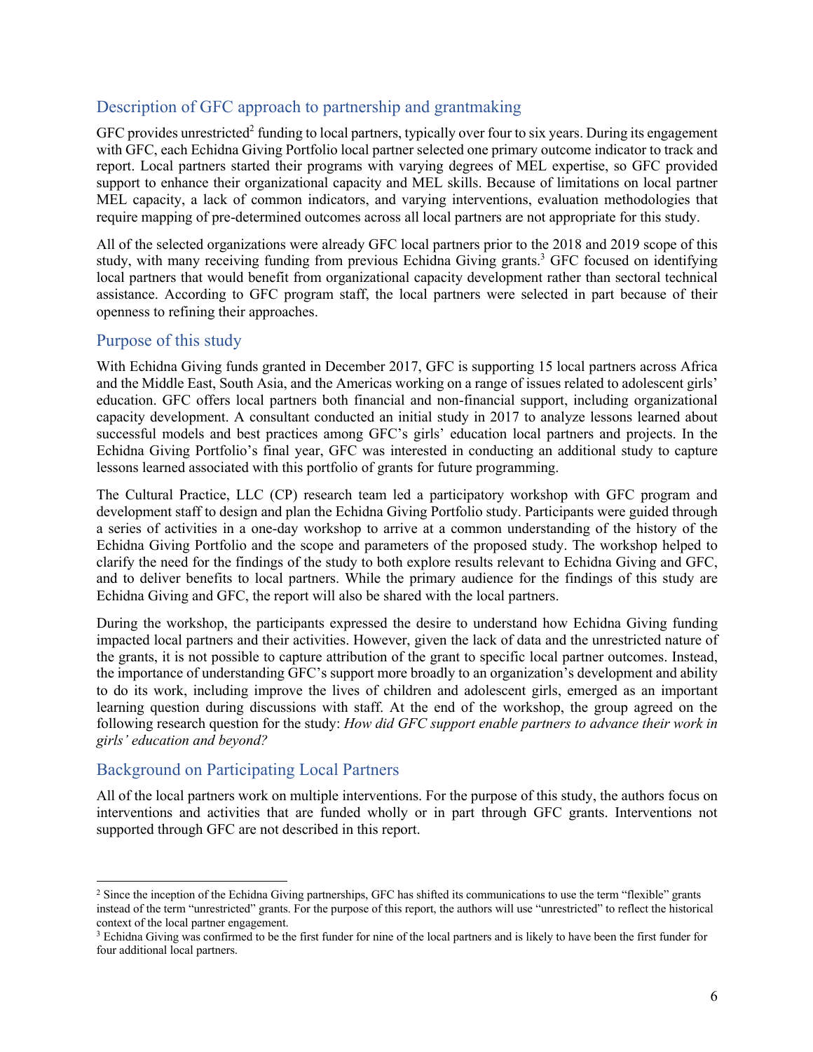## Description of GFC approach to partnership and grantmaking

GFC provides unrestricted[2] funding to local partners, typically over four to six years. During its engagement with GFC, each Echidna Giving Portfolio local partner selected one primary outcome indicator to track and report. Local partners started their programs with varying degrees of MEL expertise, so GFC provided support to enhance their organizational capacity and MEL skills. Because of limitations on local partner MEL capacity, a lack of common indicators, and varying interventions, evaluation methodologies that require mapping of pre-determined outcomes across all local partners are not appropriate for this study.

All of the selected organizations were already GFC local partners prior to the 2018 and 2019 scope of this study, with many receiving funding from previous Echidna Giving grants.[3] GFC focused on identifying local partners that would benefit from organizational capacity development rather than sectoral technical assistance. According to GFC program staff, the local partners were selected in part because of their openness to refining their approaches.

## Purpose of this study

With Echidna Giving funds granted in December 2017, GFC is supporting 15 local partners across Africa and the Middle East, South Asia, and the Americas working on a range of issues related to adolescent girls' education. GFC offers local partners both financial and non-financial support, including organizational capacity development. A consultant conducted an initial study in 2017 to analyze lessons learned about successful models and best practices among GFC's girls' education local partners and projects. In the Echidna Giving Portfolio's final year, GFC was interested in conducting an additional study to capture lessons learned associated with this portfolio of grants for future programming.

The Cultural Practice, LLC (CP) research team led a participatory workshop with GFC program and development staff to design and plan the Echidna Giving Portfolio study. Participants were guided through a series of activities in a one-day workshop to arrive at a common understanding of the history of the Echidna Giving Portfolio and the scope and parameters of the proposed study. The workshop helped to clarify the need for the findings of the study to both explore results relevant to Echidna Giving and GFC, and to deliver benefits to local partners. While the primary audience for the findings of this study are Echidna Giving and GFC, the report will also be shared with the local partners.

During the workshop, the participants expressed the desire to understand how Echidna Giving funding impacted local partners and their activities. However, given the lack of data and the unrestricted nature of the grants, it is not possible to capture attribution of the grant to specific local partner outcomes. Instead, the importance of understanding GFC's support more broadly to an organization's development and ability to do its work, including improve the lives of children and adolescent girls, emerged as an important learning question during discussions with staff. At the end of the workshop, the group agreed on the following research question for the study: *How did GFC support enable partners to advance their work in girls' education and beyond?*

## Background on Participating Local Partners

All of the local partners work on multiple interventions. For the purpose of this study, the authors focus on interventions and activities that are funded wholly or in part through GFC grants. Interventions not supported through GFC are not described in this report.

---

[2] Since the inception of the Echidna Giving partnerships, GFC has shifted its communications to use the term "flexible" grants instead of the term "unrestricted" grants. For the purpose of this report, the authors will use "unrestricted" to reflect the historical context of the local partner engagement.

[3] Echidna Giving was confirmed to be the first funder for nine of the local partners and is likely to have been the first funder for four additional local partners.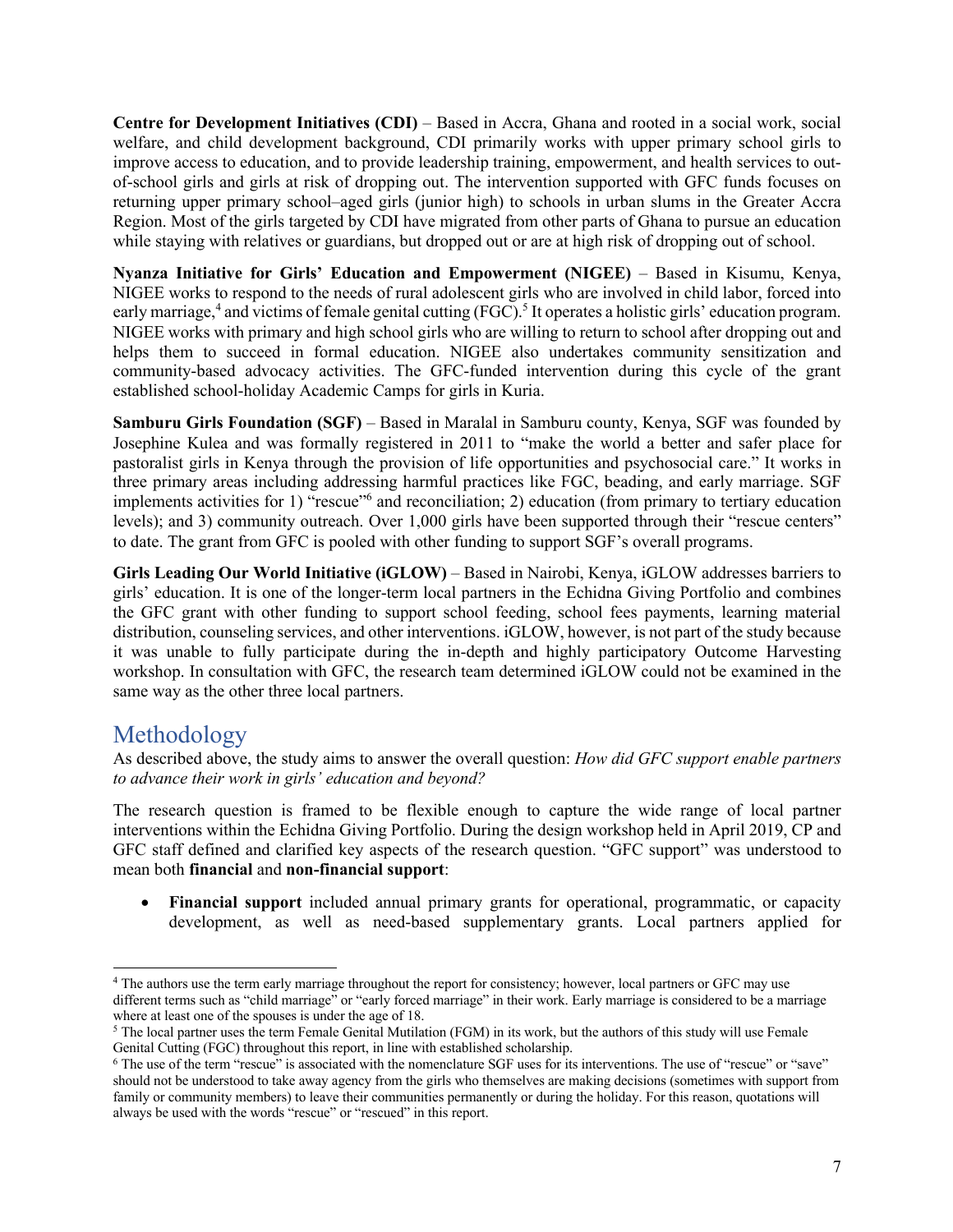**Centre for Development Initiatives (CDI)** – Based in Accra, Ghana and rooted in a social work, social welfare, and child development background, CDI primarily works with upper primary school girls to improve access to education, and to provide leadership training, empowerment, and health services to out-of-school girls and girls at risk of dropping out. The intervention supported with GFC funds focuses on returning upper primary school–aged girls (junior high) to schools in urban slums in the Greater Accra Region. Most of the girls targeted by CDI have migrated from other parts of Ghana to pursue an education while staying with relatives or guardians, but dropped out or are at high risk of dropping out of school.

**Nyanza Initiative for Girls' Education and Empowerment (NIGEE)** – Based in Kisumu, Kenya, NIGEE works to respond to the needs of rural adolescent girls who are involved in child labor, forced into early marriage,[4] and victims of female genital cutting (FGC).[5] It operates a holistic girls' education program. NIGEE works with primary and high school girls who are willing to return to school after dropping out and helps them to succeed in formal education. NIGEE also undertakes community sensitization and community-based advocacy activities. The GFC-funded intervention during this cycle of the grant established school-holiday Academic Camps for girls in Kuria.

**Samburu Girls Foundation (SGF)** – Based in Maralal in Samburu county, Kenya, SGF was founded by Josephine Kulea and was formally registered in 2011 to "make the world a better and safer place for pastoralist girls in Kenya through the provision of life opportunities and psychosocial care." It works in three primary areas including addressing harmful practices like FGC, beading, and early marriage. SGF implements activities for 1) "rescue"[6] and reconciliation; 2) education (from primary to tertiary education levels); and 3) community outreach. Over 1,000 girls have been supported through their "rescue centers" to date. The grant from GFC is pooled with other funding to support SGF's overall programs.

**Girls Leading Our World Initiative (iGLOW)** – Based in Nairobi, Kenya, iGLOW addresses barriers to girls' education. It is one of the longer-term local partners in the Echidna Giving Portfolio and combines the GFC grant with other funding to support school feeding, school fees payments, learning material distribution, counseling services, and other interventions. iGLOW, however, is not part of the study because it was unable to fully participate during the in-depth and highly participatory Outcome Harvesting workshop. In consultation with GFC, the research team determined iGLOW could not be examined in the same way as the other three local partners.

## Methodology

As described above, the study aims to answer the overall question: *How did GFC support enable partners to advance their work in girls' education and beyond?*

The research question is framed to be flexible enough to capture the wide range of local partner interventions within the Echidna Giving Portfolio. During the design workshop held in April 2019, CP and GFC staff defined and clarified key aspects of the research question. "GFC support" was understood to mean both **financial** and **non-financial support**:

- **Financial support** included annual primary grants for operational, programmatic, or capacity development, as well as need-based supplementary grants. Local partners applied for

---

[4] The authors use the term early marriage throughout the report for consistency; however, local partners or GFC may use different terms such as "child marriage" or "early forced marriage" in their work. Early marriage is considered to be a marriage where at least one of the spouses is under the age of 18.

[5] The local partner uses the term Female Genital Mutilation (FGM) in its work, but the authors of this study will use Female Genital Cutting (FGC) throughout this report, in line with established scholarship.

[6] The use of the term "rescue" is associated with the nomenclature SGF uses for its interventions. The use of "rescue" or "save" should not be understood to take away agency from the girls who themselves are making decisions (sometimes with support from family or community members) to leave their communities permanently or during the holiday. For this reason, quotations will always be used with the words "rescue" or "rescued" in this report.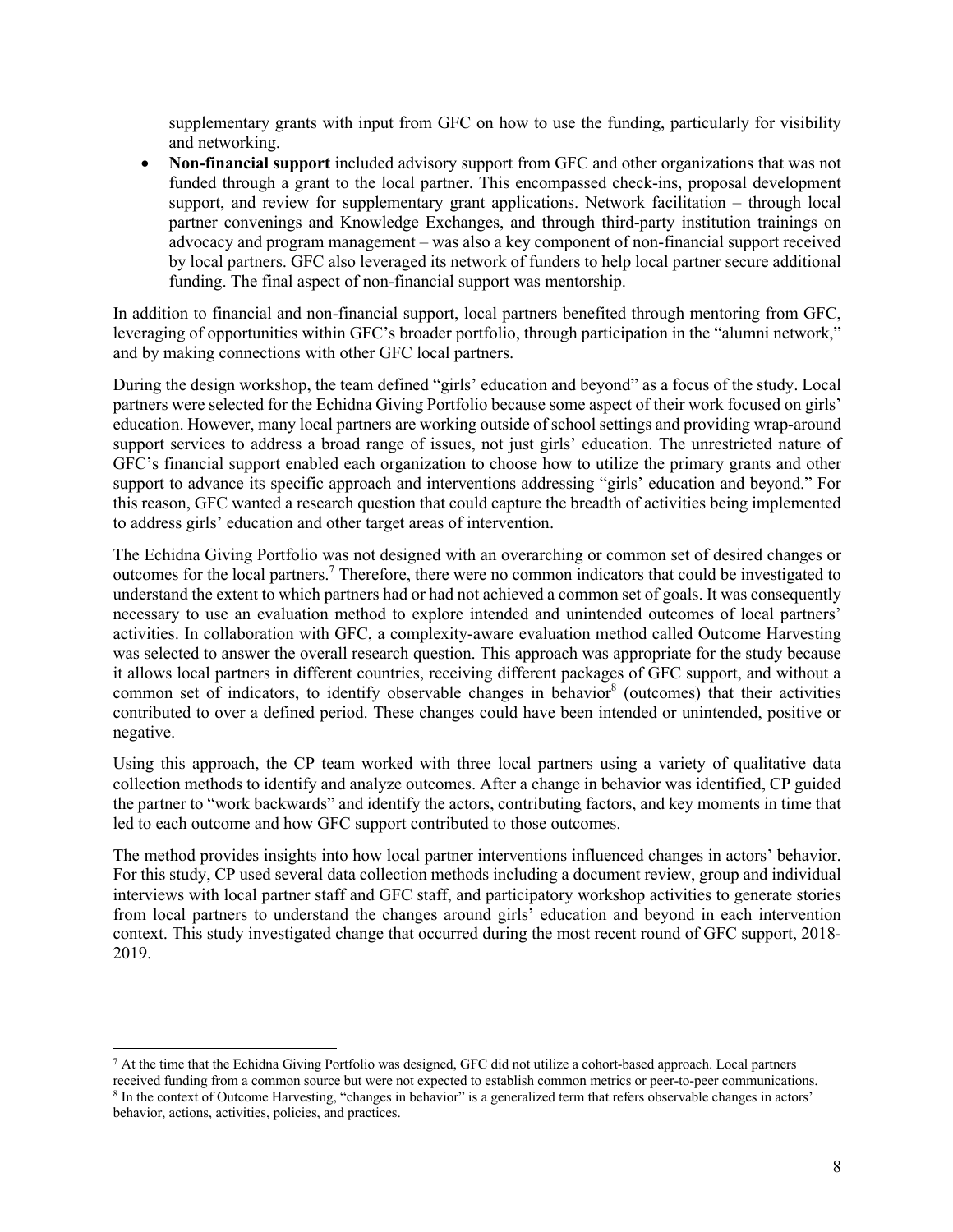supplementary grants with input from GFC on how to use the funding, particularly for visibility and networking.

- **Non-financial support** included advisory support from GFC and other organizations that was not funded through a grant to the local partner. This encompassed check-ins, proposal development support, and review for supplementary grant applications. Network facilitation – through local partner convenings and Knowledge Exchanges, and through third-party institution trainings on advocacy and program management – was also a key component of non-financial support received by local partners. GFC also leveraged its network of funders to help local partner secure additional funding. The final aspect of non-financial support was mentorship.

In addition to financial and non-financial support, local partners benefited through mentoring from GFC, leveraging of opportunities within GFC's broader portfolio, through participation in the "alumni network," and by making connections with other GFC local partners.

During the design workshop, the team defined "girls' education and beyond" as a focus of the study. Local partners were selected for the Echidna Giving Portfolio because some aspect of their work focused on girls' education. However, many local partners are working outside of school settings and providing wrap-around support services to address a broad range of issues, not just girls' education. The unrestricted nature of GFC's financial support enabled each organization to choose how to utilize the primary grants and other support to advance its specific approach and interventions addressing "girls' education and beyond." For this reason, GFC wanted a research question that could capture the breadth of activities being implemented to address girls' education and other target areas of intervention.

The Echidna Giving Portfolio was not designed with an overarching or common set of desired changes or outcomes for the local partners.[7] Therefore, there were no common indicators that could be investigated to understand the extent to which partners had or had not achieved a common set of goals. It was consequently necessary to use an evaluation method to explore intended and unintended outcomes of local partners' activities. In collaboration with GFC, a complexity-aware evaluation method called Outcome Harvesting was selected to answer the overall research question. This approach was appropriate for the study because it allows local partners in different countries, receiving different packages of GFC support, and without a common set of indicators, to identify observable changes in behavior[8] (outcomes) that their activities contributed to over a defined period. These changes could have been intended or unintended, positive or negative.

Using this approach, the CP team worked with three local partners using a variety of qualitative data collection methods to identify and analyze outcomes. After a change in behavior was identified, CP guided the partner to "work backwards" and identify the actors, contributing factors, and key moments in time that led to each outcome and how GFC support contributed to those outcomes.

The method provides insights into how local partner interventions influenced changes in actors' behavior. For this study, CP used several data collection methods including a document review, group and individual interviews with local partner staff and GFC staff, and participatory workshop activities to generate stories from local partners to understand the changes around girls' education and beyond in each intervention context. This study investigated change that occurred during the most recent round of GFC support, 2018-2019.

---

[7] At the time that the Echidna Giving Portfolio was designed, GFC did not utilize a cohort-based approach. Local partners received funding from a common source but were not expected to establish common metrics or peer-to-peer communications.

[8] In the context of Outcome Harvesting, "changes in behavior" is a generalized term that refers observable changes in actors' behavior, actions, activities, policies, and practices.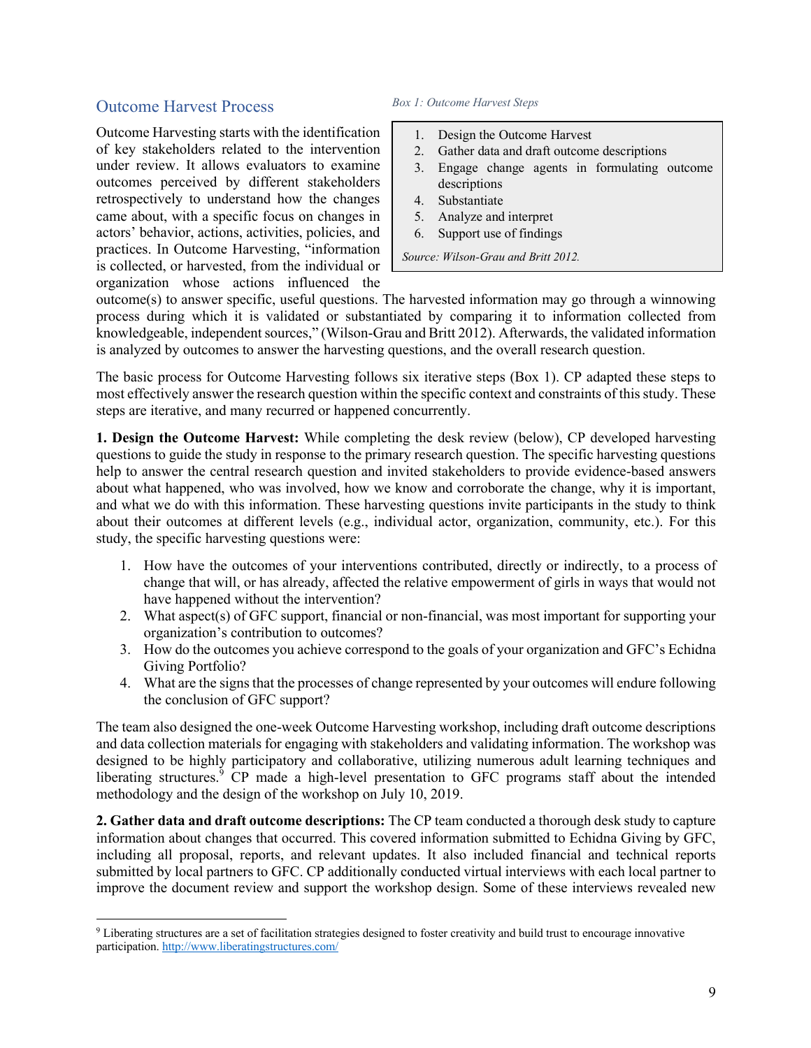## Outcome Harvest Process

*Box 1: Outcome Harvest Steps*

1. Design the Outcome Harvest
2. Gather data and draft outcome descriptions
3. Engage change agents in formulating outcome descriptions
4. Substantiate
5. Analyze and interpret
6. Support use of findings

*Source: Wilson-Grau and Britt 2012.*

Outcome Harvesting starts with the identification of key stakeholders related to the intervention under review. It allows evaluators to examine outcomes perceived by different stakeholders retrospectively to understand how the changes came about, with a specific focus on changes in actors' behavior, actions, activities, policies, and practices. In Outcome Harvesting, "information is collected, or harvested, from the individual or organization whose actions influenced the outcome(s) to answer specific, useful questions. The harvested information may go through a winnowing process during which it is validated or substantiated by comparing it to information collected from knowledgeable, independent sources," (Wilson-Grau and Britt 2012). Afterwards, the validated information is analyzed by outcomes to answer the harvesting questions, and the overall research question.

The basic process for Outcome Harvesting follows six iterative steps (Box 1). CP adapted these steps to most effectively answer the research question within the specific context and constraints of this study. These steps are iterative, and many recurred or happened concurrently.

**1. Design the Outcome Harvest:** While completing the desk review (below), CP developed harvesting questions to guide the study in response to the primary research question. The specific harvesting questions help to answer the central research question and invited stakeholders to provide evidence-based answers about what happened, who was involved, how we know and corroborate the change, why it is important, and what we do with this information. These harvesting questions invite participants in the study to think about their outcomes at different levels (e.g., individual actor, organization, community, etc.). For this study, the specific harvesting questions were:

1. How have the outcomes of your interventions contributed, directly or indirectly, to a process of change that will, or has already, affected the relative empowerment of girls in ways that would not have happened without the intervention?
2. What aspect(s) of GFC support, financial or non-financial, was most important for supporting your organization's contribution to outcomes?
3. How do the outcomes you achieve correspond to the goals of your organization and GFC's Echidna Giving Portfolio?
4. What are the signs that the processes of change represented by your outcomes will endure following the conclusion of GFC support?

The team also designed the one-week Outcome Harvesting workshop, including draft outcome descriptions and data collection materials for engaging with stakeholders and validating information. The workshop was designed to be highly participatory and collaborative, utilizing numerous adult learning techniques and liberating structures.[9] CP made a high-level presentation to GFC programs staff about the intended methodology and the design of the workshop on July 10, 2019.

**2. Gather data and draft outcome descriptions:** The CP team conducted a thorough desk study to capture information about changes that occurred. This covered information submitted to Echidna Giving by GFC, including all proposal, reports, and relevant updates. It also included financial and technical reports submitted by local partners to GFC. CP additionally conducted virtual interviews with each local partner to improve the document review and support the workshop design. Some of these interviews revealed new

[9] Liberating structures are a set of facilitation strategies designed to foster creativity and build trust to encourage innovative participation. http://www.liberatingstructures.com/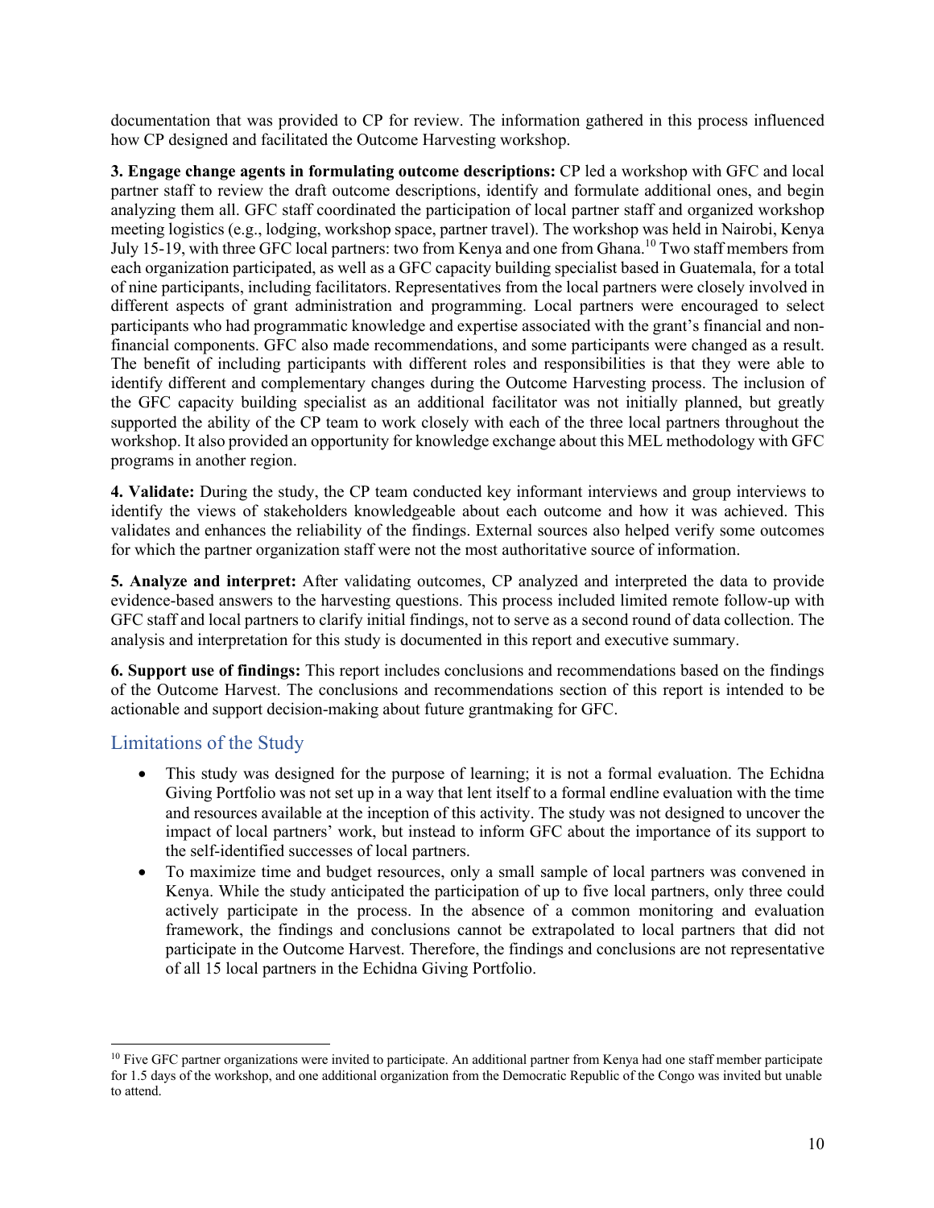documentation that was provided to CP for review. The information gathered in this process influenced how CP designed and facilitated the Outcome Harvesting workshop.

**3. Engage change agents in formulating outcome descriptions:** CP led a workshop with GFC and local partner staff to review the draft outcome descriptions, identify and formulate additional ones, and begin analyzing them all. GFC staff coordinated the participation of local partner staff and organized workshop meeting logistics (e.g., lodging, workshop space, partner travel). The workshop was held in Nairobi, Kenya July 15-19, with three GFC local partners: two from Kenya and one from Ghana.[10] Two staff members from each organization participated, as well as a GFC capacity building specialist based in Guatemala, for a total of nine participants, including facilitators. Representatives from the local partners were closely involved in different aspects of grant administration and programming. Local partners were encouraged to select participants who had programmatic knowledge and expertise associated with the grant's financial and non-financial components. GFC also made recommendations, and some participants were changed as a result. The benefit of including participants with different roles and responsibilities is that they were able to identify different and complementary changes during the Outcome Harvesting process. The inclusion of the GFC capacity building specialist as an additional facilitator was not initially planned, but greatly supported the ability of the CP team to work closely with each of the three local partners throughout the workshop. It also provided an opportunity for knowledge exchange about this MEL methodology with GFC programs in another region.

**4. Validate:** During the study, the CP team conducted key informant interviews and group interviews to identify the views of stakeholders knowledgeable about each outcome and how it was achieved. This validates and enhances the reliability of the findings. External sources also helped verify some outcomes for which the partner organization staff were not the most authoritative source of information.

**5. Analyze and interpret:** After validating outcomes, CP analyzed and interpreted the data to provide evidence-based answers to the harvesting questions. This process included limited remote follow-up with GFC staff and local partners to clarify initial findings, not to serve as a second round of data collection. The analysis and interpretation for this study is documented in this report and executive summary.

**6. Support use of findings:** This report includes conclusions and recommendations based on the findings of the Outcome Harvest. The conclusions and recommendations section of this report is intended to be actionable and support decision-making about future grantmaking for GFC.

## Limitations of the Study

- This study was designed for the purpose of learning; it is not a formal evaluation. The Echidna Giving Portfolio was not set up in a way that lent itself to a formal endline evaluation with the time and resources available at the inception of this activity. The study was not designed to uncover the impact of local partners' work, but instead to inform GFC about the importance of its support to the self-identified successes of local partners.
- To maximize time and budget resources, only a small sample of local partners was convened in Kenya. While the study anticipated the participation of up to five local partners, only three could actively participate in the process. In the absence of a common monitoring and evaluation framework, the findings and conclusions cannot be extrapolated to local partners that did not participate in the Outcome Harvest. Therefore, the findings and conclusions are not representative of all 15 local partners in the Echidna Giving Portfolio.

[10] Five GFC partner organizations were invited to participate. An additional partner from Kenya had one staff member participate for 1.5 days of the workshop, and one additional organization from the Democratic Republic of the Congo was invited but unable to attend.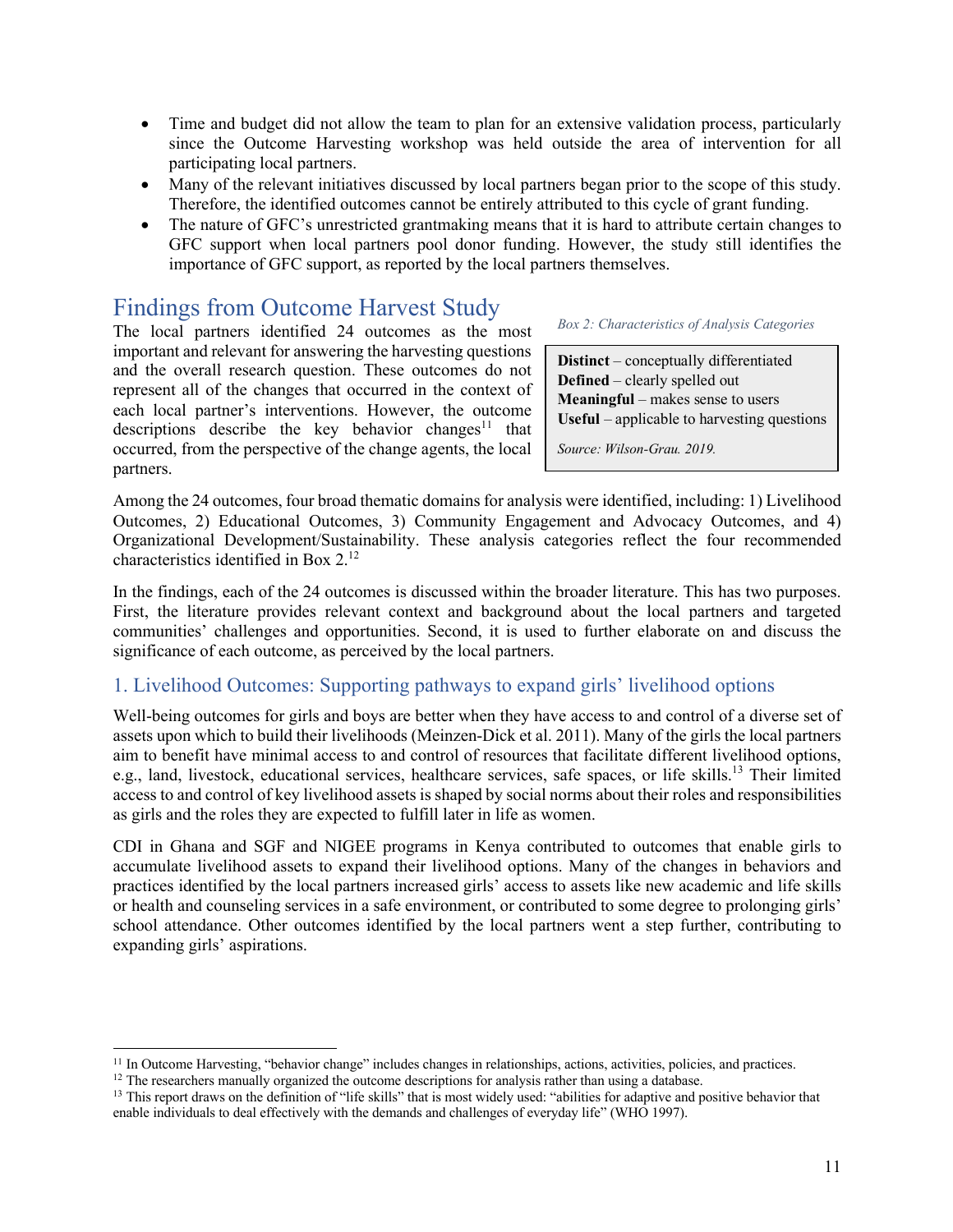- Time and budget did not allow the team to plan for an extensive validation process, particularly since the Outcome Harvesting workshop was held outside the area of intervention for all participating local partners.
- Many of the relevant initiatives discussed by local partners began prior to the scope of this study. Therefore, the identified outcomes cannot be entirely attributed to this cycle of grant funding.
- The nature of GFC's unrestricted grantmaking means that it is hard to attribute certain changes to GFC support when local partners pool donor funding. However, the study still identifies the importance of GFC support, as reported by the local partners themselves.

## Findings from Outcome Harvest Study

The local partners identified 24 outcomes as the most important and relevant for answering the harvesting questions and the overall research question. These outcomes do not represent all of the changes that occurred in the context of each local partner's interventions. However, the outcome descriptions describe the key behavior changes[11] that occurred, from the perspective of the change agents, the local partners.

*Box 2: Characteristics of Analysis Categories*

> **Distinct** – conceptually differentiated
> **Defined** – clearly spelled out
> **Meaningful** – makes sense to users
> **Useful** – applicable to harvesting questions
>
> *Source: Wilson-Grau. 2019.*

Among the 24 outcomes, four broad thematic domains for analysis were identified, including: 1) Livelihood Outcomes, 2) Educational Outcomes, 3) Community Engagement and Advocacy Outcomes, and 4) Organizational Development/Sustainability. These analysis categories reflect the four recommended characteristics identified in Box 2.[12]

In the findings, each of the 24 outcomes is discussed within the broader literature. This has two purposes. First, the literature provides relevant context and background about the local partners and targeted communities' challenges and opportunities. Second, it is used to further elaborate on and discuss the significance of each outcome, as perceived by the local partners.

### 1. Livelihood Outcomes: Supporting pathways to expand girls' livelihood options

Well-being outcomes for girls and boys are better when they have access to and control of a diverse set of assets upon which to build their livelihoods (Meinzen-Dick et al. 2011). Many of the girls the local partners aim to benefit have minimal access to and control of resources that facilitate different livelihood options, e.g., land, livestock, educational services, healthcare services, safe spaces, or life skills.[13] Their limited access to and control of key livelihood assets is shaped by social norms about their roles and responsibilities as girls and the roles they are expected to fulfill later in life as women.

CDI in Ghana and SGF and NIGEE programs in Kenya contributed to outcomes that enable girls to accumulate livelihood assets to expand their livelihood options. Many of the changes in behaviors and practices identified by the local partners increased girls' access to assets like new academic and life skills or health and counseling services in a safe environment, or contributed to some degree to prolonging girls' school attendance. Other outcomes identified by the local partners went a step further, contributing to expanding girls' aspirations.

---

[11] In Outcome Harvesting, "behavior change" includes changes in relationships, actions, activities, policies, and practices.

[12] The researchers manually organized the outcome descriptions for analysis rather than using a database.

[13] This report draws on the definition of "life skills" that is most widely used: "abilities for adaptive and positive behavior that enable individuals to deal effectively with the demands and challenges of everyday life" (WHO 1997).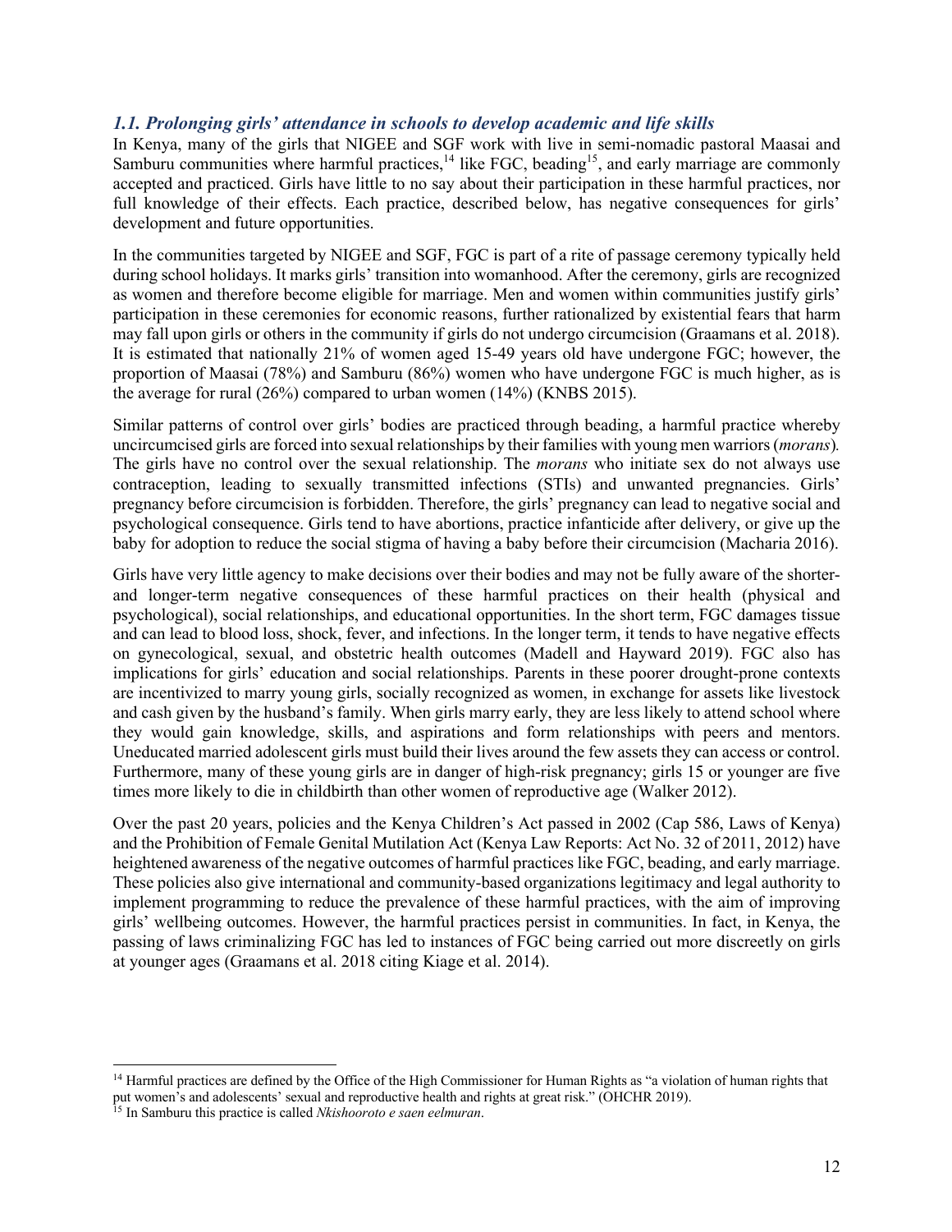### *1.1. Prolonging girls' attendance in schools to develop academic and life skills*

In Kenya, many of the girls that NIGEE and SGF work with live in semi-nomadic pastoral Maasai and Samburu communities where harmful practices,[14] like FGC, beading[15], and early marriage are commonly accepted and practiced. Girls have little to no say about their participation in these harmful practices, nor full knowledge of their effects. Each practice, described below, has negative consequences for girls' development and future opportunities.

In the communities targeted by NIGEE and SGF, FGC is part of a rite of passage ceremony typically held during school holidays. It marks girls' transition into womanhood. After the ceremony, girls are recognized as women and therefore become eligible for marriage. Men and women within communities justify girls' participation in these ceremonies for economic reasons, further rationalized by existential fears that harm may fall upon girls or others in the community if girls do not undergo circumcision (Graamans et al. 2018). It is estimated that nationally 21% of women aged 15-49 years old have undergone FGC; however, the proportion of Maasai (78%) and Samburu (86%) women who have undergone FGC is much higher, as is the average for rural (26%) compared to urban women (14%) (KNBS 2015).

Similar patterns of control over girls' bodies are practiced through beading, a harmful practice whereby uncircumcised girls are forced into sexual relationships by their families with young men warriors (*morans*). The girls have no control over the sexual relationship. The *morans* who initiate sex do not always use contraception, leading to sexually transmitted infections (STIs) and unwanted pregnancies. Girls' pregnancy before circumcision is forbidden. Therefore, the girls' pregnancy can lead to negative social and psychological consequence. Girls tend to have abortions, practice infanticide after delivery, or give up the baby for adoption to reduce the social stigma of having a baby before their circumcision (Macharia 2016).

Girls have very little agency to make decisions over their bodies and may not be fully aware of the shorter- and longer-term negative consequences of these harmful practices on their health (physical and psychological), social relationships, and educational opportunities. In the short term, FGC damages tissue and can lead to blood loss, shock, fever, and infections. In the longer term, it tends to have negative effects on gynecological, sexual, and obstetric health outcomes (Madell and Hayward 2019). FGC also has implications for girls' education and social relationships. Parents in these poorer drought-prone contexts are incentivized to marry young girls, socially recognized as women, in exchange for assets like livestock and cash given by the husband's family. When girls marry early, they are less likely to attend school where they would gain knowledge, skills, and aspirations and form relationships with peers and mentors. Uneducated married adolescent girls must build their lives around the few assets they can access or control. Furthermore, many of these young girls are in danger of high-risk pregnancy; girls 15 or younger are five times more likely to die in childbirth than other women of reproductive age (Walker 2012).

Over the past 20 years, policies and the Kenya Children's Act passed in 2002 (Cap 586, Laws of Kenya) and the Prohibition of Female Genital Mutilation Act (Kenya Law Reports: Act No. 32 of 2011, 2012) have heightened awareness of the negative outcomes of harmful practices like FGC, beading, and early marriage. These policies also give international and community-based organizations legitimacy and legal authority to implement programming to reduce the prevalence of these harmful practices, with the aim of improving girls' wellbeing outcomes. However, the harmful practices persist in communities. In fact, in Kenya, the passing of laws criminalizing FGC has led to instances of FGC being carried out more discreetly on girls at younger ages (Graamans et al. 2018 citing Kiage et al. 2014).

---

[14] Harmful practices are defined by the Office of the High Commissioner for Human Rights as "a violation of human rights that put women's and adolescents' sexual and reproductive health and rights at great risk." (OHCHR 2019).

[15] In Samburu this practice is called *Nkishooroto e saen eelmuran*.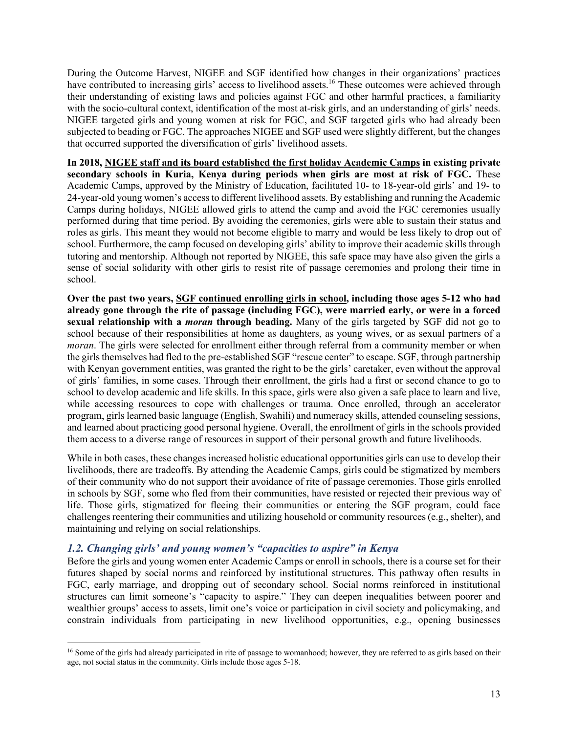During the Outcome Harvest, NIGEE and SGF identified how changes in their organizations' practices have contributed to increasing girls' access to livelihood assets.[16] These outcomes were achieved through their understanding of existing laws and policies against FGC and other harmful practices, a familiarity with the socio-cultural context, identification of the most at-risk girls, and an understanding of girls' needs. NIGEE targeted girls and young women at risk for FGC, and SGF targeted girls who had already been subjected to beading or FGC. The approaches NIGEE and SGF used were slightly different, but the changes that occurred supported the diversification of girls' livelihood assets.

**In 2018, <u>NIGEE staff and its board established the first holiday Academic Camps</u> in existing private secondary schools in Kuria, Kenya during periods when girls are most at risk of FGC.** These Academic Camps, approved by the Ministry of Education, facilitated 10- to 18-year-old girls' and 19- to 24-year-old young women's access to different livelihood assets. By establishing and running the Academic Camps during holidays, NIGEE allowed girls to attend the camp and avoid the FGC ceremonies usually performed during that time period. By avoiding the ceremonies, girls were able to sustain their status and roles as girls. This meant they would not become eligible to marry and would be less likely to drop out of school. Furthermore, the camp focused on developing girls' ability to improve their academic skills through tutoring and mentorship. Although not reported by NIGEE, this safe space may have also given the girls a sense of social solidarity with other girls to resist rite of passage ceremonies and prolong their time in school.

**Over the past two years, <u>SGF continued enrolling girls in school</u>, including those ages 5-12 who had already gone through the rite of passage (including FGC), were married early, or were in a forced sexual relationship with a *moran* through beading.** Many of the girls targeted by SGF did not go to school because of their responsibilities at home as daughters, as young wives, or as sexual partners of a *moran*. The girls were selected for enrollment either through referral from a community member or when the girls themselves had fled to the pre-established SGF "rescue center" to escape. SGF, through partnership with Kenyan government entities, was granted the right to be the girls' caretaker, even without the approval of girls' families, in some cases. Through their enrollment, the girls had a first or second chance to go to school to develop academic and life skills. In this space, girls were also given a safe place to learn and live, while accessing resources to cope with challenges or trauma. Once enrolled, through an accelerator program, girls learned basic language (English, Swahili) and numeracy skills, attended counseling sessions, and learned about practicing good personal hygiene. Overall, the enrollment of girls in the schools provided them access to a diverse range of resources in support of their personal growth and future livelihoods.

While in both cases, these changes increased holistic educational opportunities girls can use to develop their livelihoods, there are tradeoffs. By attending the Academic Camps, girls could be stigmatized by members of their community who do not support their avoidance of rite of passage ceremonies. Those girls enrolled in schools by SGF, some who fled from their communities, have resisted or rejected their previous way of life. Those girls, stigmatized for fleeing their communities or entering the SGF program, could face challenges reentering their communities and utilizing household or community resources (e.g., shelter), and maintaining and relying on social relationships.

### *1.2. Changing girls' and young women's "capacities to aspire" in Kenya*

Before the girls and young women enter Academic Camps or enroll in schools, there is a course set for their futures shaped by social norms and reinforced by institutional structures. This pathway often results in FGC, early marriage, and dropping out of secondary school. Social norms reinforced in institutional structures can limit someone's "capacity to aspire." They can deepen inequalities between poorer and wealthier groups' access to assets, limit one's voice or participation in civil society and policymaking, and constrain individuals from participating in new livelihood opportunities, e.g., opening businesses

[16] Some of the girls had already participated in rite of passage to womanhood; however, they are referred to as girls based on their age, not social status in the community. Girls include those ages 5-18.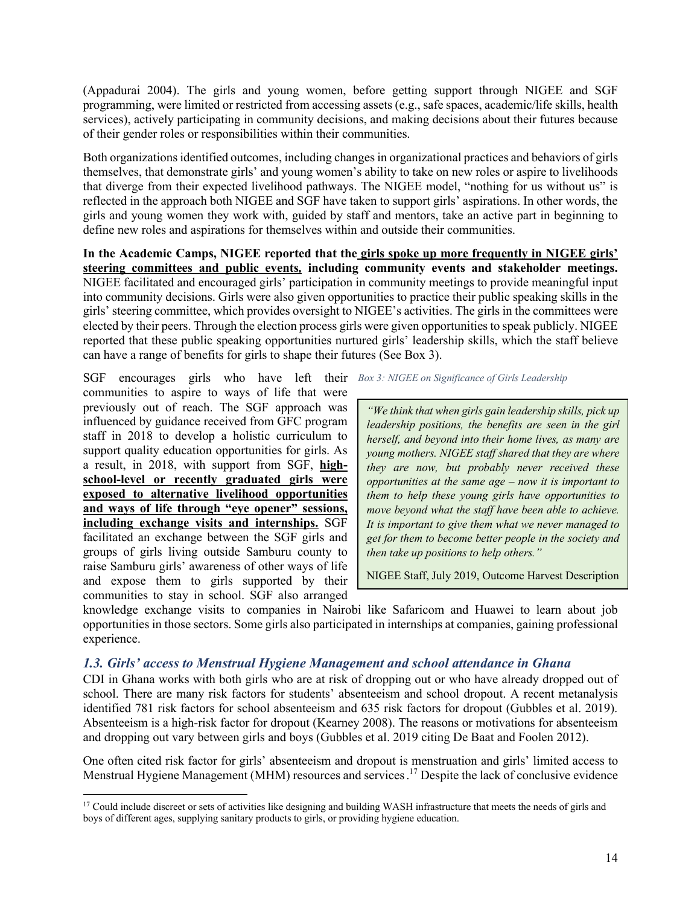(Appadurai 2004). The girls and young women, before getting support through NIGEE and SGF programming, were limited or restricted from accessing assets (e.g., safe spaces, academic/life skills, health services), actively participating in community decisions, and making decisions about their futures because of their gender roles or responsibilities within their communities.

Both organizations identified outcomes, including changes in organizational practices and behaviors of girls themselves, that demonstrate girls' and young women's ability to take on new roles or aspire to livelihoods that diverge from their expected livelihood pathways. The NIGEE model, "nothing for us without us" is reflected in the approach both NIGEE and SGF have taken to support girls' aspirations. In other words, the girls and young women they work with, guided by staff and mentors, take an active part in beginning to define new roles and aspirations for themselves within and outside their communities.

**In the Academic Camps, NIGEE reported that the <u>girls spoke up more frequently in NIGEE girls' steering committees and public events,</u> including community events and stakeholder meetings.** NIGEE facilitated and encouraged girls' participation in community meetings to provide meaningful input into community decisions. Girls were also given opportunities to practice their public speaking skills in the girls' steering committee, which provides oversight to NIGEE's activities. The girls in the committees were elected by their peers. Through the election process girls were given opportunities to speak publicly. NIGEE reported that these public speaking opportunities nurtured girls' leadership skills, which the staff believe can have a range of benefits for girls to shape their futures (See Box 3).

*Box 3: NIGEE on Significance of Girls Leadership*

> *"We think that when girls gain leadership skills, pick up leadership positions, the benefits are seen in the girl herself, and beyond into their home lives, as many are young mothers. NIGEE staff shared that they are where they are now, but probably never received these opportunities at the same age – now it is important to them to help these young girls have opportunities to move beyond what the staff have been able to achieve. It is important to give them what we never managed to get for them to become better people in the society and then take up positions to help others."*
>
> NIGEE Staff, July 2019, Outcome Harvest Description

SGF encourages girls who have left their communities to aspire to ways of life that were previously out of reach. The SGF approach was influenced by guidance received from GFC program staff in 2018 to develop a holistic curriculum to support quality education opportunities for girls. As a result, in 2018, with support from SGF, **<u>high-school-level or recently graduated girls were exposed to alternative livelihood opportunities and ways of life through "eye opener" sessions, including exchange visits and internships.</u>** SGF facilitated an exchange between the SGF girls and groups of girls living outside Samburu county to raise Samburu girls' awareness of other ways of life and expose them to girls supported by their communities to stay in school. SGF also arranged knowledge exchange visits to companies in Nairobi like Safaricom and Huawei to learn about job opportunities in those sectors. Some girls also participated in internships at companies, gaining professional experience.

### *1.3. Girls' access to Menstrual Hygiene Management and school attendance in Ghana*

CDI in Ghana works with both girls who are at risk of dropping out or who have already dropped out of school. There are many risk factors for students' absenteeism and school dropout. A recent metanalysis identified 781 risk factors for school absenteeism and 635 risk factors for dropout (Gubbles et al. 2019). Absenteeism is a high-risk factor for dropout (Kearney 2008). The reasons or motivations for absenteeism and dropping out vary between girls and boys (Gubbles et al. 2019 citing De Baat and Foolen 2012).

One often cited risk factor for girls' absenteeism and dropout is menstruation and girls' limited access to Menstrual Hygiene Management (MHM) resources and services.[17] Despite the lack of conclusive evidence

[17] Could include discreet or sets of activities like designing and building WASH infrastructure that meets the needs of girls and boys of different ages, supplying sanitary products to girls, or providing hygiene education.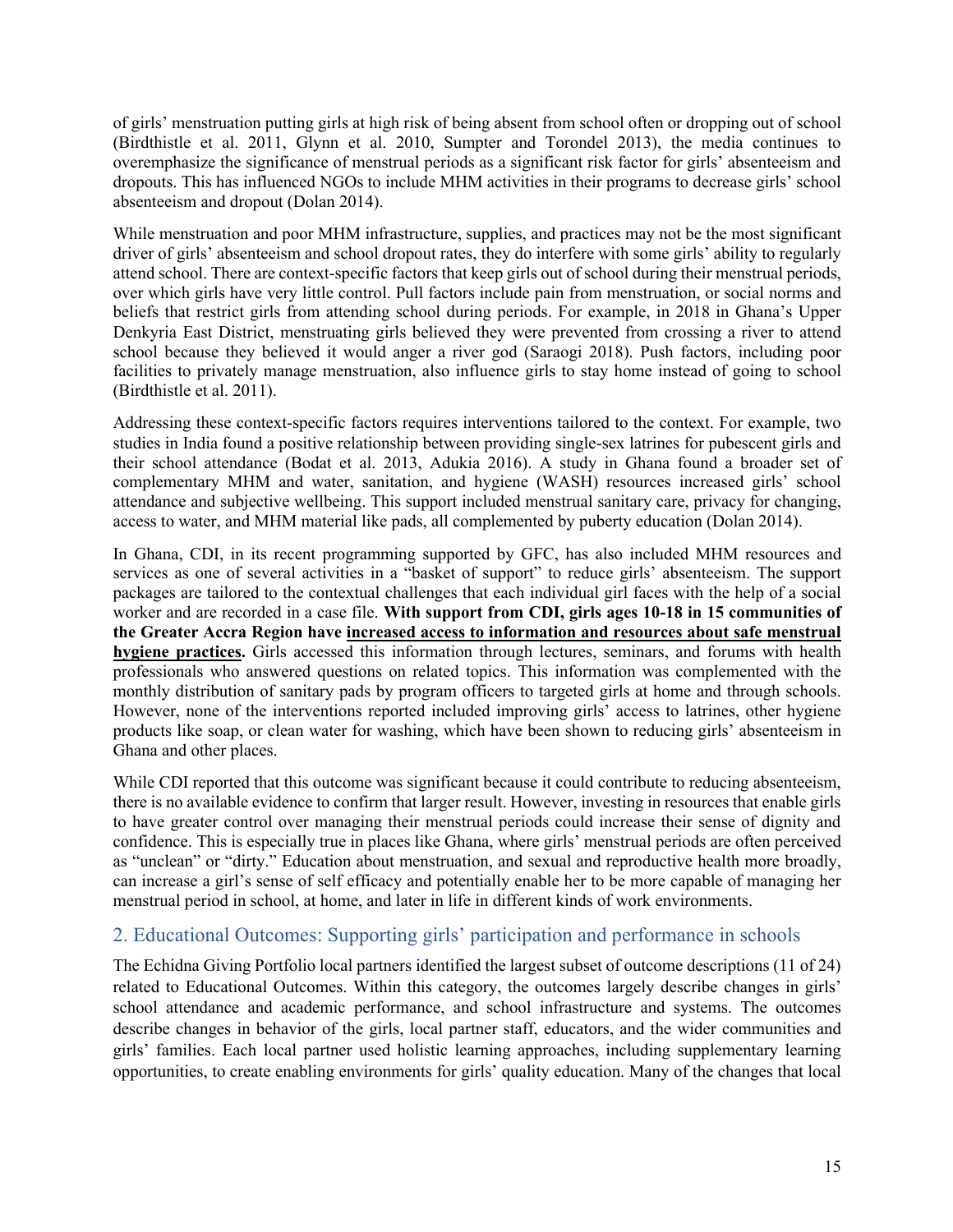of girls' menstruation putting girls at high risk of being absent from school often or dropping out of school (Birdthistle et al. 2011, Glynn et al. 2010, Sumpter and Torondel 2013), the media continues to overemphasize the significance of menstrual periods as a significant risk factor for girls' absenteeism and dropouts. This has influenced NGOs to include MHM activities in their programs to decrease girls' school absenteeism and dropout (Dolan 2014).

While menstruation and poor MHM infrastructure, supplies, and practices may not be the most significant driver of girls' absenteeism and school dropout rates, they do interfere with some girls' ability to regularly attend school. There are context-specific factors that keep girls out of school during their menstrual periods, over which girls have very little control. Pull factors include pain from menstruation, or social norms and beliefs that restrict girls from attending school during periods. For example, in 2018 in Ghana's Upper Denkyria East District, menstruating girls believed they were prevented from crossing a river to attend school because they believed it would anger a river god (Saraogi 2018). Push factors, including poor facilities to privately manage menstruation, also influence girls to stay home instead of going to school (Birdthistle et al. 2011).

Addressing these context-specific factors requires interventions tailored to the context. For example, two studies in India found a positive relationship between providing single-sex latrines for pubescent girls and their school attendance (Bodat et al. 2013, Adukia 2016). A study in Ghana found a broader set of complementary MHM and water, sanitation, and hygiene (WASH) resources increased girls' school attendance and subjective wellbeing. This support included menstrual sanitary care, privacy for changing, access to water, and MHM material like pads, all complemented by puberty education (Dolan 2014).

In Ghana, CDI, in its recent programming supported by GFC, has also included MHM resources and services as one of several activities in a "basket of support" to reduce girls' absenteeism. The support packages are tailored to the contextual challenges that each individual girl faces with the help of a social worker and are recorded in a case file. **With support from CDI, girls ages 10-18 in 15 communities of the Greater Accra Region have <u>increased access to information and resources about safe menstrual hygiene practices</u>.** Girls accessed this information through lectures, seminars, and forums with health professionals who answered questions on related topics. This information was complemented with the monthly distribution of sanitary pads by program officers to targeted girls at home and through schools. However, none of the interventions reported included improving girls' access to latrines, other hygiene products like soap, or clean water for washing, which have been shown to reducing girls' absenteeism in Ghana and other places.

While CDI reported that this outcome was significant because it could contribute to reducing absenteeism, there is no available evidence to confirm that larger result. However, investing in resources that enable girls to have greater control over managing their menstrual periods could increase their sense of dignity and confidence. This is especially true in places like Ghana, where girls' menstrual periods are often perceived as "unclean" or "dirty." Education about menstruation, and sexual and reproductive health more broadly, can increase a girl's sense of self efficacy and potentially enable her to be more capable of managing her menstrual period in school, at home, and later in life in different kinds of work environments.

## 2. Educational Outcomes: Supporting girls' participation and performance in schools

The Echidna Giving Portfolio local partners identified the largest subset of outcome descriptions (11 of 24) related to Educational Outcomes. Within this category, the outcomes largely describe changes in girls' school attendance and academic performance, and school infrastructure and systems. The outcomes describe changes in behavior of the girls, local partner staff, educators, and the wider communities and girls' families. Each local partner used holistic learning approaches, including supplementary learning opportunities, to create enabling environments for girls' quality education. Many of the changes that local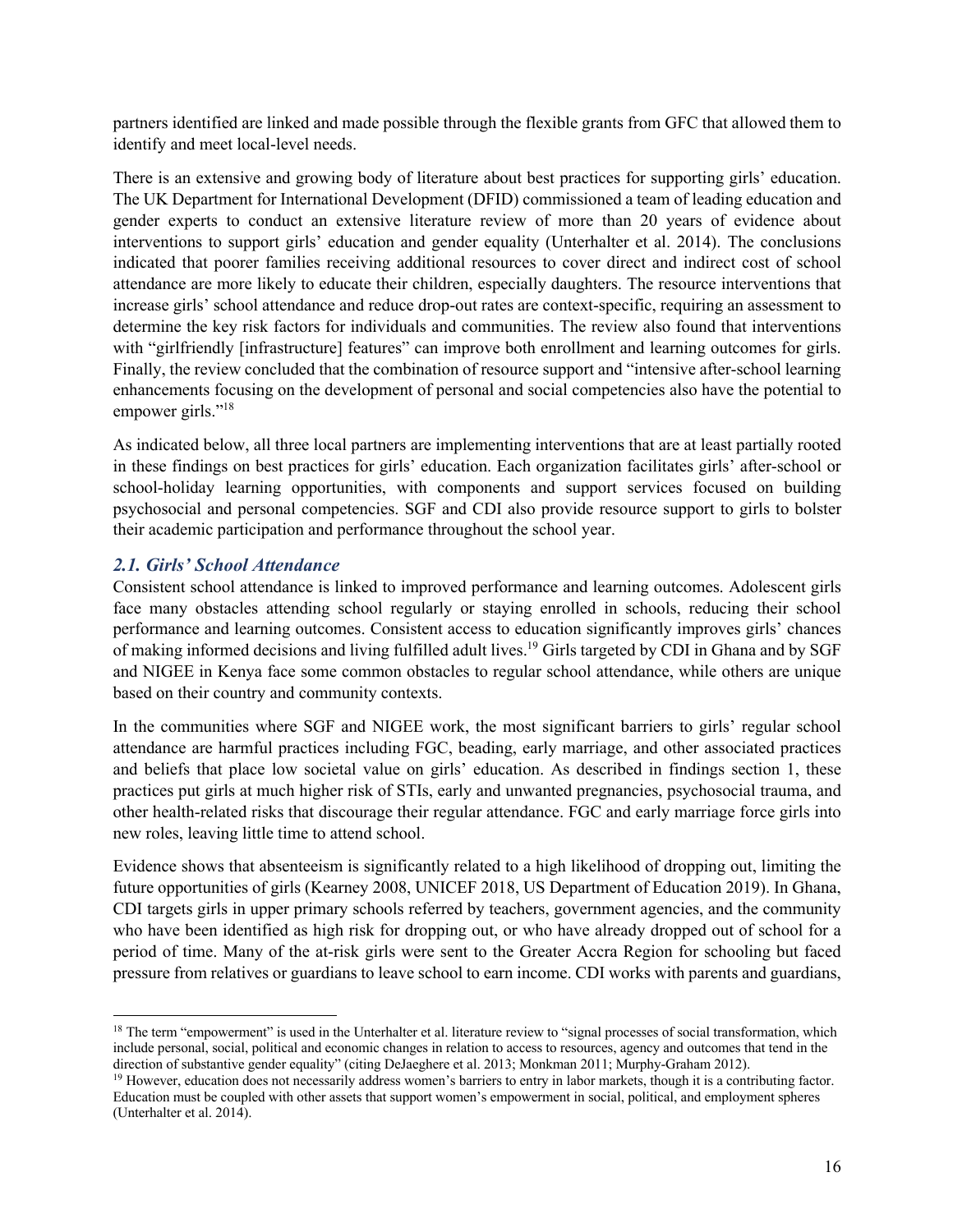partners identified are linked and made possible through the flexible grants from GFC that allowed them to identify and meet local-level needs.

There is an extensive and growing body of literature about best practices for supporting girls' education. The UK Department for International Development (DFID) commissioned a team of leading education and gender experts to conduct an extensive literature review of more than 20 years of evidence about interventions to support girls' education and gender equality (Unterhalter et al. 2014). The conclusions indicated that poorer families receiving additional resources to cover direct and indirect cost of school attendance are more likely to educate their children, especially daughters. The resource interventions that increase girls' school attendance and reduce drop-out rates are context-specific, requiring an assessment to determine the key risk factors for individuals and communities. The review also found that interventions with "girlfriendly [infrastructure] features" can improve both enrollment and learning outcomes for girls. Finally, the review concluded that the combination of resource support and "intensive after-school learning enhancements focusing on the development of personal and social competencies also have the potential to empower girls."[18]

As indicated below, all three local partners are implementing interventions that are at least partially rooted in these findings on best practices for girls' education. Each organization facilitates girls' after-school or school-holiday learning opportunities, with components and support services focused on building psychosocial and personal competencies. SGF and CDI also provide resource support to girls to bolster their academic participation and performance throughout the school year.

### *2.1. Girls' School Attendance*

Consistent school attendance is linked to improved performance and learning outcomes. Adolescent girls face many obstacles attending school regularly or staying enrolled in schools, reducing their school performance and learning outcomes. Consistent access to education significantly improves girls' chances of making informed decisions and living fulfilled adult lives.[19] Girls targeted by CDI in Ghana and by SGF and NIGEE in Kenya face some common obstacles to regular school attendance, while others are unique based on their country and community contexts.

In the communities where SGF and NIGEE work, the most significant barriers to girls' regular school attendance are harmful practices including FGC, beading, early marriage, and other associated practices and beliefs that place low societal value on girls' education. As described in findings section 1, these practices put girls at much higher risk of STIs, early and unwanted pregnancies, psychosocial trauma, and other health-related risks that discourage their regular attendance. FGC and early marriage force girls into new roles, leaving little time to attend school.

Evidence shows that absenteeism is significantly related to a high likelihood of dropping out, limiting the future opportunities of girls (Kearney 2008, UNICEF 2018, US Department of Education 2019). In Ghana, CDI targets girls in upper primary schools referred by teachers, government agencies, and the community who have been identified as high risk for dropping out, or who have already dropped out of school for a period of time. Many of the at-risk girls were sent to the Greater Accra Region for schooling but faced pressure from relatives or guardians to leave school to earn income. CDI works with parents and guardians,

[18] The term "empowerment" is used in the Unterhalter et al. literature review to "signal processes of social transformation, which include personal, social, political and economic changes in relation to access to resources, agency and outcomes that tend in the direction of substantive gender equality" (citing DeJaeghere et al. 2013; Monkman 2011; Murphy-Graham 2012).

[19] However, education does not necessarily address women's barriers to entry in labor markets, though it is a contributing factor. Education must be coupled with other assets that support women's empowerment in social, political, and employment spheres (Unterhalter et al. 2014).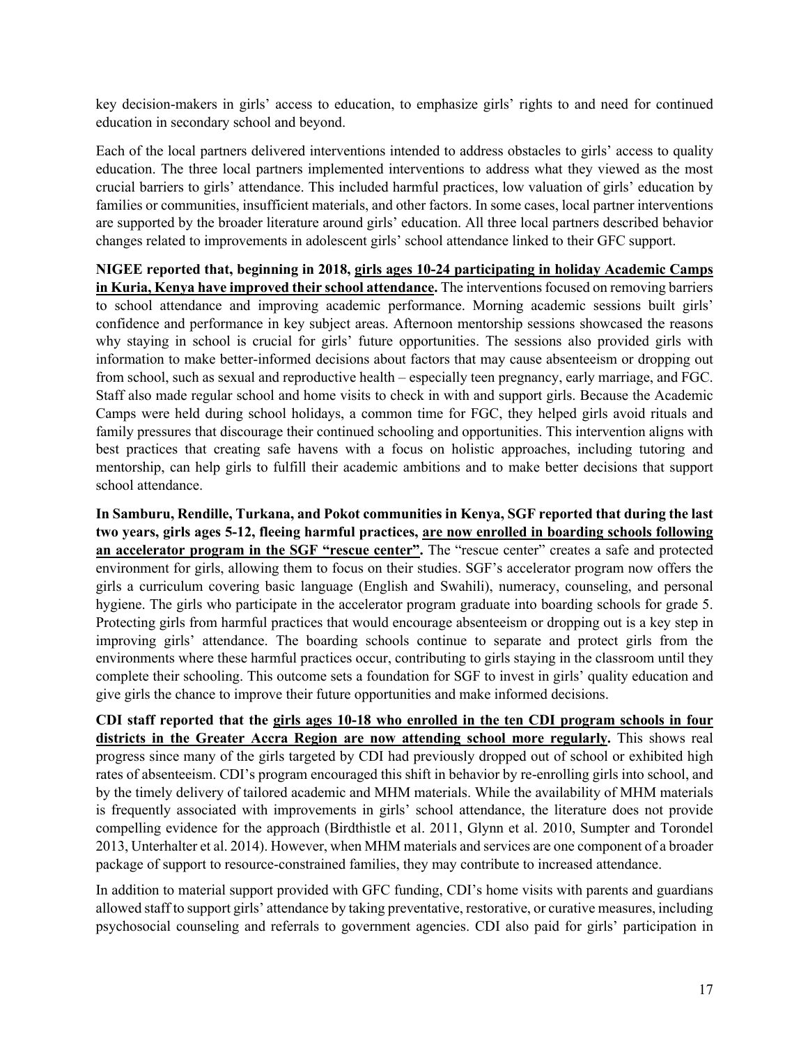key decision-makers in girls' access to education, to emphasize girls' rights to and need for continued education in secondary school and beyond.

Each of the local partners delivered interventions intended to address obstacles to girls' access to quality education. The three local partners implemented interventions to address what they viewed as the most crucial barriers to girls' attendance. This included harmful practices, low valuation of girls' education by families or communities, insufficient materials, and other factors. In some cases, local partner interventions are supported by the broader literature around girls' education. All three local partners described behavior changes related to improvements in adolescent girls' school attendance linked to their GFC support.

**NIGEE reported that, beginning in 2018, <u>girls ages 10-24 participating in holiday Academic Camps in Kuria, Kenya have improved their school attendance</u>.** The interventions focused on removing barriers to school attendance and improving academic performance. Morning academic sessions built girls' confidence and performance in key subject areas. Afternoon mentorship sessions showcased the reasons why staying in school is crucial for girls' future opportunities. The sessions also provided girls with information to make better-informed decisions about factors that may cause absenteeism or dropping out from school, such as sexual and reproductive health – especially teen pregnancy, early marriage, and FGC. Staff also made regular school and home visits to check in with and support girls. Because the Academic Camps were held during school holidays, a common time for FGC, they helped girls avoid rituals and family pressures that discourage their continued schooling and opportunities. This intervention aligns with best practices that creating safe havens with a focus on holistic approaches, including tutoring and mentorship, can help girls to fulfill their academic ambitions and to make better decisions that support school attendance.

**In Samburu, Rendille, Turkana, and Pokot communities in Kenya, SGF reported that during the last two years, girls ages 5-12, fleeing harmful practices, <u>are now enrolled in boarding schools following an accelerator program in the SGF "rescue center"</u>.** The "rescue center" creates a safe and protected environment for girls, allowing them to focus on their studies. SGF's accelerator program now offers the girls a curriculum covering basic language (English and Swahili), numeracy, counseling, and personal hygiene. The girls who participate in the accelerator program graduate into boarding schools for grade 5. Protecting girls from harmful practices that would encourage absenteeism or dropping out is a key step in improving girls' attendance. The boarding schools continue to separate and protect girls from the environments where these harmful practices occur, contributing to girls staying in the classroom until they complete their schooling. This outcome sets a foundation for SGF to invest in girls' quality education and give girls the chance to improve their future opportunities and make informed decisions.

**CDI staff reported that the <u>girls ages 10-18 who enrolled in the ten CDI program schools in four districts in the Greater Accra Region are now attending school more regularly</u>.** This shows real progress since many of the girls targeted by CDI had previously dropped out of school or exhibited high rates of absenteeism. CDI's program encouraged this shift in behavior by re-enrolling girls into school, and by the timely delivery of tailored academic and MHM materials. While the availability of MHM materials is frequently associated with improvements in girls' school attendance, the literature does not provide compelling evidence for the approach (Birdthistle et al. 2011, Glynn et al. 2010, Sumpter and Torondel 2013, Unterhalter et al. 2014). However, when MHM materials and services are one component of a broader package of support to resource-constrained families, they may contribute to increased attendance.

In addition to material support provided with GFC funding, CDI's home visits with parents and guardians allowed staff to support girls' attendance by taking preventative, restorative, or curative measures, including psychosocial counseling and referrals to government agencies. CDI also paid for girls' participation in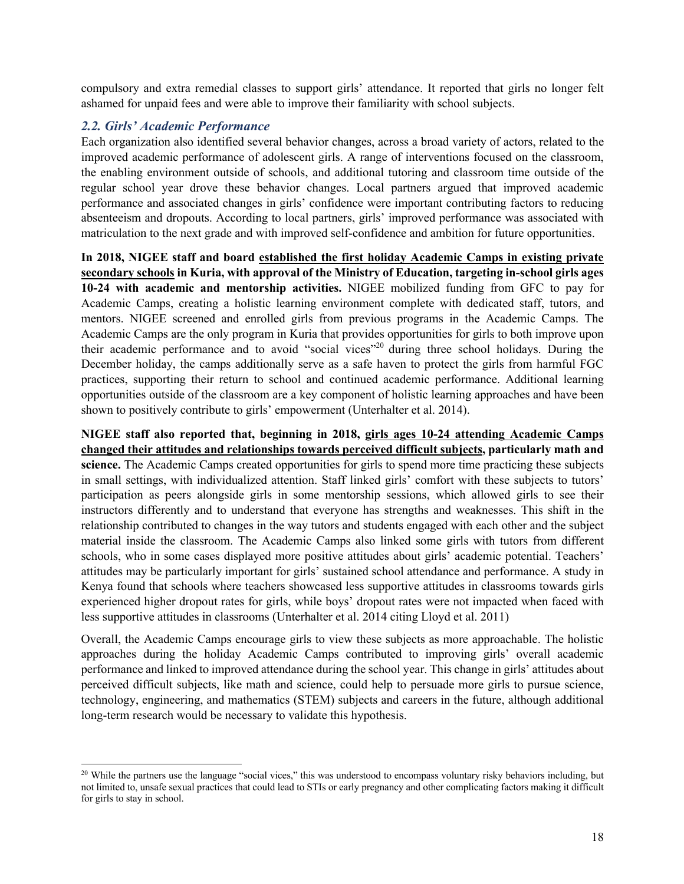compulsory and extra remedial classes to support girls' attendance. It reported that girls no longer felt ashamed for unpaid fees and were able to improve their familiarity with school subjects.

### *2.2. Girls' Academic Performance*

Each organization also identified several behavior changes, across a broad variety of actors, related to the improved academic performance of adolescent girls. A range of interventions focused on the classroom, the enabling environment outside of schools, and additional tutoring and classroom time outside of the regular school year drove these behavior changes. Local partners argued that improved academic performance and associated changes in girls' confidence were important contributing factors to reducing absenteeism and dropouts. According to local partners, girls' improved performance was associated with matriculation to the next grade and with improved self-confidence and ambition for future opportunities.

**In 2018, NIGEE staff and board <u>established the first holiday Academic Camps in existing private secondary schools</u> in Kuria, with approval of the Ministry of Education, targeting in-school girls ages 10-24 with academic and mentorship activities.** NIGEE mobilized funding from GFC to pay for Academic Camps, creating a holistic learning environment complete with dedicated staff, tutors, and mentors. NIGEE screened and enrolled girls from previous programs in the Academic Camps. The Academic Camps are the only program in Kuria that provides opportunities for girls to both improve upon their academic performance and to avoid "social vices"[20] during three school holidays. During the December holiday, the camps additionally serve as a safe haven to protect the girls from harmful FGC practices, supporting their return to school and continued academic performance. Additional learning opportunities outside of the classroom are a key component of holistic learning approaches and have been shown to positively contribute to girls' empowerment (Unterhalter et al. 2014).

**NIGEE staff also reported that, beginning in 2018, <u>girls ages 10-24 attending Academic Camps changed their attitudes and relationships towards perceived difficult subjects</u>, particularly math and science.** The Academic Camps created opportunities for girls to spend more time practicing these subjects in small settings, with individualized attention. Staff linked girls' comfort with these subjects to tutors' participation as peers alongside girls in some mentorship sessions, which allowed girls to see their instructors differently and to understand that everyone has strengths and weaknesses. This shift in the relationship contributed to changes in the way tutors and students engaged with each other and the subject material inside the classroom. The Academic Camps also linked some girls with tutors from different schools, who in some cases displayed more positive attitudes about girls' academic potential. Teachers' attitudes may be particularly important for girls' sustained school attendance and performance. A study in Kenya found that schools where teachers showcased less supportive attitudes in classrooms towards girls experienced higher dropout rates for girls, while boys' dropout rates were not impacted when faced with less supportive attitudes in classrooms (Unterhalter et al. 2014 citing Lloyd et al. 2011)

Overall, the Academic Camps encourage girls to view these subjects as more approachable. The holistic approaches during the holiday Academic Camps contributed to improving girls' overall academic performance and linked to improved attendance during the school year. This change in girls' attitudes about perceived difficult subjects, like math and science, could help to persuade more girls to pursue science, technology, engineering, and mathematics (STEM) subjects and careers in the future, although additional long-term research would be necessary to validate this hypothesis.

---

[20] While the partners use the language "social vices," this was understood to encompass voluntary risky behaviors including, but not limited to, unsafe sexual practices that could lead to STIs or early pregnancy and other complicating factors making it difficult for girls to stay in school.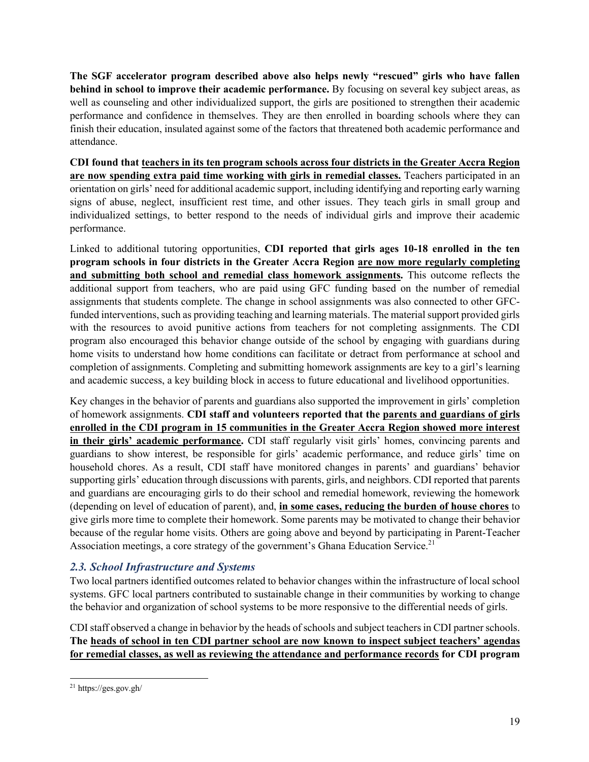**The SGF accelerator program described above also helps newly "rescued" girls who have fallen behind in school to improve their academic performance.** By focusing on several key subject areas, as well as counseling and other individualized support, the girls are positioned to strengthen their academic performance and confidence in themselves. They are then enrolled in boarding schools where they can finish their education, insulated against some of the factors that threatened both academic performance and attendance.

**CDI found that <u>teachers in its ten program schools across four districts in the Greater Accra Region are now spending extra paid time working with girls in remedial classes.</u>** Teachers participated in an orientation on girls' need for additional academic support, including identifying and reporting early warning signs of abuse, neglect, insufficient rest time, and other issues. They teach girls in small group and individualized settings, to better respond to the needs of individual girls and improve their academic performance.

Linked to additional tutoring opportunities, **CDI reported that girls ages 10-18 enrolled in the ten program schools in four districts in the Greater Accra Region <u>are now more regularly completing and submitting both school and remedial class homework assignments</u>.** This outcome reflects the additional support from teachers, who are paid using GFC funding based on the number of remedial assignments that students complete. The change in school assignments was also connected to other GFC-funded interventions, such as providing teaching and learning materials. The material support provided girls with the resources to avoid punitive actions from teachers for not completing assignments. The CDI program also encouraged this behavior change outside of the school by engaging with guardians during home visits to understand how home conditions can facilitate or detract from performance at school and completion of assignments. Completing and submitting homework assignments are key to a girl's learning and academic success, a key building block in access to future educational and livelihood opportunities.

Key changes in the behavior of parents and guardians also supported the improvement in girls' completion of homework assignments. **CDI staff and volunteers reported that the <u>parents and guardians of girls enrolled in the CDI program in 15 communities in the Greater Accra Region showed more interest in their girls' academic performance</u>.** CDI staff regularly visit girls' homes, convincing parents and guardians to show interest, be responsible for girls' academic performance, and reduce girls' time on household chores. As a result, CDI staff have monitored changes in parents' and guardians' behavior supporting girls' education through discussions with parents, girls, and neighbors. CDI reported that parents and guardians are encouraging girls to do their school and remedial homework, reviewing the homework (depending on level of education of parent), and, **<u>in some cases, reducing the burden of house chores</u>** to give girls more time to complete their homework. Some parents may be motivated to change their behavior because of the regular home visits. Others are going above and beyond by participating in Parent-Teacher Association meetings, a core strategy of the government's Ghana Education Service.[21]

### *2.3. School Infrastructure and Systems*

Two local partners identified outcomes related to behavior changes within the infrastructure of local school systems. GFC local partners contributed to sustainable change in their communities by working to change the behavior and organization of school systems to be more responsive to the differential needs of girls.

CDI staff observed a change in behavior by the heads of schools and subject teachers in CDI partner schools. **The <u>heads of school in ten CDI partner school are now known to inspect subject teachers' agendas for remedial classes, as well as reviewing the attendance and performance records</u> for CDI program**

[21] https://ges.gov.gh/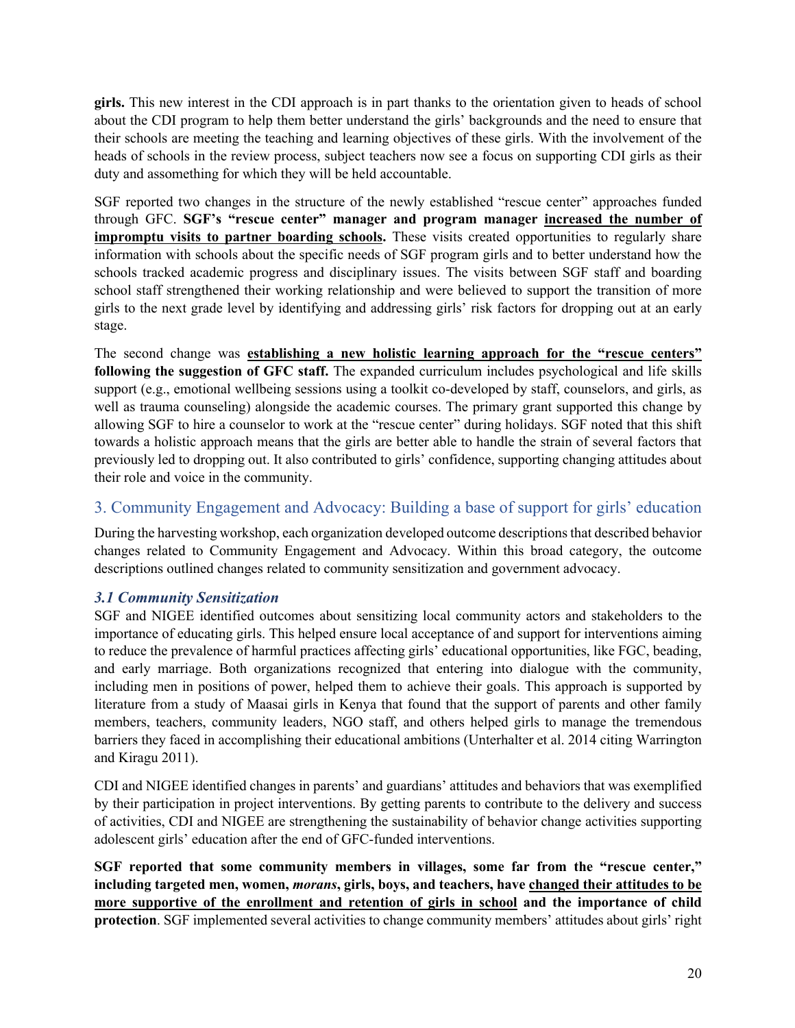**girls.** This new interest in the CDI approach is in part thanks to the orientation given to heads of school about the CDI program to help them better understand the girls' backgrounds and the need to ensure that their schools are meeting the teaching and learning objectives of these girls. With the involvement of the heads of schools in the review process, subject teachers now see a focus on supporting CDI girls as their duty and assomething for which they will be held accountable.

SGF reported two changes in the structure of the newly established "rescue center" approaches funded through GFC. **SGF's "rescue center" manager and program manager <u>increased the number of impromptu visits to partner boarding schools</u>.** These visits created opportunities to regularly share information with schools about the specific needs of SGF program girls and to better understand how the schools tracked academic progress and disciplinary issues. The visits between SGF staff and boarding school staff strengthened their working relationship and were believed to support the transition of more girls to the next grade level by identifying and addressing girls' risk factors for dropping out at an early stage.

The second change was **<u>establishing a new holistic learning approach for the "rescue centers"</u> following the suggestion of GFC staff.** The expanded curriculum includes psychological and life skills support (e.g., emotional wellbeing sessions using a toolkit co-developed by staff, counselors, and girls, as well as trauma counseling) alongside the academic courses. The primary grant supported this change by allowing SGF to hire a counselor to work at the "rescue center" during holidays. SGF noted that this shift towards a holistic approach means that the girls are better able to handle the strain of several factors that previously led to dropping out. It also contributed to girls' confidence, supporting changing attitudes about their role and voice in the community.

## 3. Community Engagement and Advocacy: Building a base of support for girls' education

During the harvesting workshop, each organization developed outcome descriptions that described behavior changes related to Community Engagement and Advocacy. Within this broad category, the outcome descriptions outlined changes related to community sensitization and government advocacy.

### *3.1 Community Sensitization*

SGF and NIGEE identified outcomes about sensitizing local community actors and stakeholders to the importance of educating girls. This helped ensure local acceptance of and support for interventions aiming to reduce the prevalence of harmful practices affecting girls' educational opportunities, like FGC, beading, and early marriage. Both organizations recognized that entering into dialogue with the community, including men in positions of power, helped them to achieve their goals. This approach is supported by literature from a study of Maasai girls in Kenya that found that the support of parents and other family members, teachers, community leaders, NGO staff, and others helped girls to manage the tremendous barriers they faced in accomplishing their educational ambitions (Unterhalter et al. 2014 citing Warrington and Kiragu 2011).

CDI and NIGEE identified changes in parents' and guardians' attitudes and behaviors that was exemplified by their participation in project interventions. By getting parents to contribute to the delivery and success of activities, CDI and NIGEE are strengthening the sustainability of behavior change activities supporting adolescent girls' education after the end of GFC-funded interventions.

**SGF reported that some community members in villages, some far from the "rescue center," including targeted men, women, *morans*, girls, boys, and teachers, have <u>changed their attitudes to be more supportive of the enrollment and retention of girls in school</u> and the importance of child protection**. SGF implemented several activities to change community members' attitudes about girls' right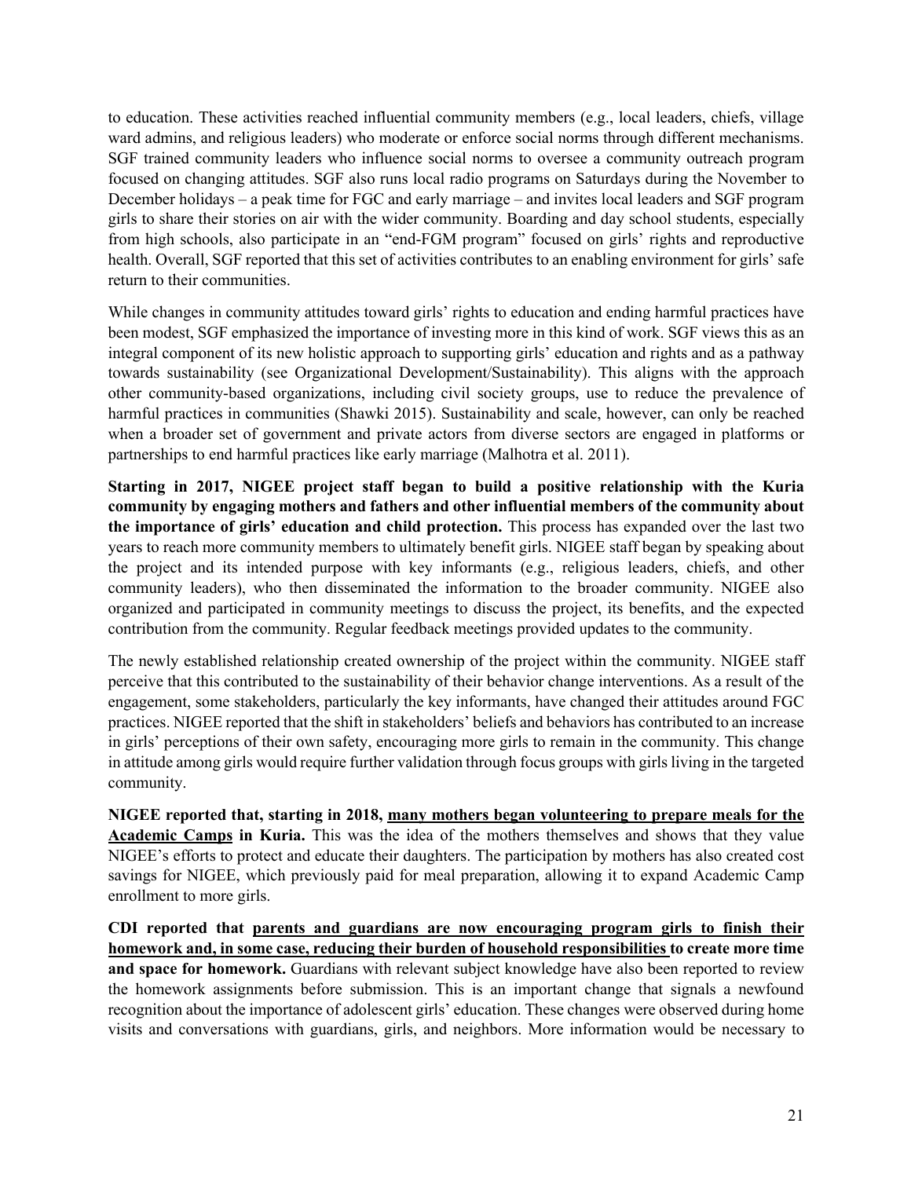to education. These activities reached influential community members (e.g., local leaders, chiefs, village ward admins, and religious leaders) who moderate or enforce social norms through different mechanisms. SGF trained community leaders who influence social norms to oversee a community outreach program focused on changing attitudes. SGF also runs local radio programs on Saturdays during the November to December holidays – a peak time for FGC and early marriage – and invites local leaders and SGF program girls to share their stories on air with the wider community. Boarding and day school students, especially from high schools, also participate in an "end-FGM program" focused on girls' rights and reproductive health. Overall, SGF reported that this set of activities contributes to an enabling environment for girls' safe return to their communities.

While changes in community attitudes toward girls' rights to education and ending harmful practices have been modest, SGF emphasized the importance of investing more in this kind of work. SGF views this as an integral component of its new holistic approach to supporting girls' education and rights and as a pathway towards sustainability (see Organizational Development/Sustainability). This aligns with the approach other community-based organizations, including civil society groups, use to reduce the prevalence of harmful practices in communities (Shawki 2015). Sustainability and scale, however, can only be reached when a broader set of government and private actors from diverse sectors are engaged in platforms or partnerships to end harmful practices like early marriage (Malhotra et al. 2011).

**Starting in 2017, NIGEE project staff began to build a positive relationship with the Kuria community by engaging mothers and fathers and other influential members of the community about the importance of girls' education and child protection.** This process has expanded over the last two years to reach more community members to ultimately benefit girls. NIGEE staff began by speaking about the project and its intended purpose with key informants (e.g., religious leaders, chiefs, and other community leaders), who then disseminated the information to the broader community. NIGEE also organized and participated in community meetings to discuss the project, its benefits, and the expected contribution from the community. Regular feedback meetings provided updates to the community.

The newly established relationship created ownership of the project within the community. NIGEE staff perceive that this contributed to the sustainability of their behavior change interventions. As a result of the engagement, some stakeholders, particularly the key informants, have changed their attitudes around FGC practices. NIGEE reported that the shift in stakeholders' beliefs and behaviors has contributed to an increase in girls' perceptions of their own safety, encouraging more girls to remain in the community. This change in attitude among girls would require further validation through focus groups with girls living in the targeted community.

**NIGEE reported that, starting in 2018, <u>many mothers began volunteering to prepare meals for the Academic Camps</u> in Kuria.** This was the idea of the mothers themselves and shows that they value NIGEE's efforts to protect and educate their daughters. The participation by mothers has also created cost savings for NIGEE, which previously paid for meal preparation, allowing it to expand Academic Camp enrollment to more girls.

**CDI reported that <u>parents and guardians are now encouraging program girls to finish their homework and, in some case, reducing their burden of household responsibilities</u> to create more time and space for homework.** Guardians with relevant subject knowledge have also been reported to review the homework assignments before submission. This is an important change that signals a newfound recognition about the importance of adolescent girls' education. These changes were observed during home visits and conversations with guardians, girls, and neighbors. More information would be necessary to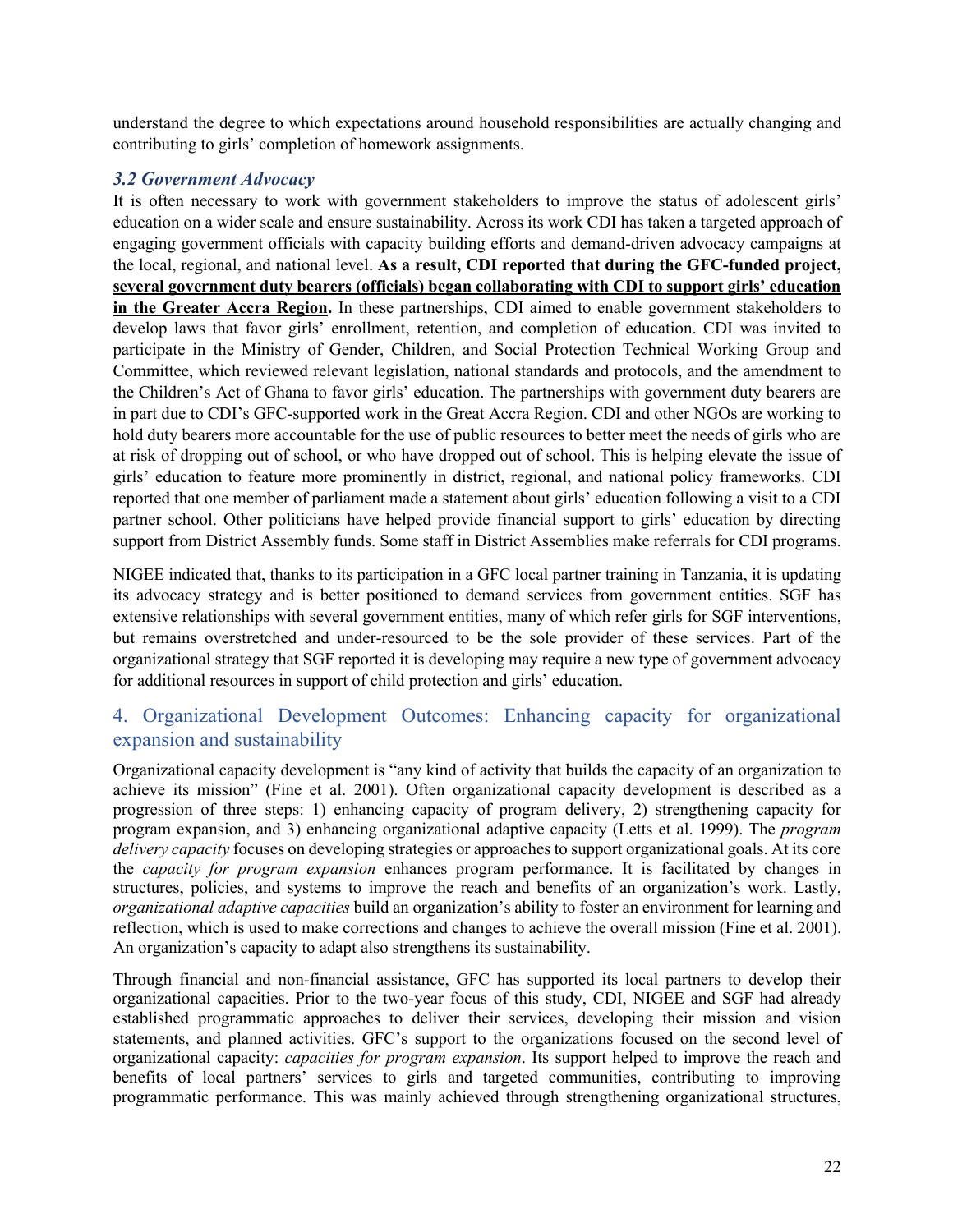understand the degree to which expectations around household responsibilities are actually changing and contributing to girls' completion of homework assignments.

### *3.2 Government Advocacy*

It is often necessary to work with government stakeholders to improve the status of adolescent girls' education on a wider scale and ensure sustainability. Across its work CDI has taken a targeted approach of engaging government officials with capacity building efforts and demand-driven advocacy campaigns at the local, regional, and national level. **As a result, CDI reported that during the GFC-funded project, <u>several government duty bearers (officials) began collaborating with CDI to support girls' education in the Greater Accra Region</u>.** In these partnerships, CDI aimed to enable government stakeholders to develop laws that favor girls' enrollment, retention, and completion of education. CDI was invited to participate in the Ministry of Gender, Children, and Social Protection Technical Working Group and Committee, which reviewed relevant legislation, national standards and protocols, and the amendment to the Children's Act of Ghana to favor girls' education. The partnerships with government duty bearers are in part due to CDI's GFC-supported work in the Great Accra Region. CDI and other NGOs are working to hold duty bearers more accountable for the use of public resources to better meet the needs of girls who are at risk of dropping out of school, or who have dropped out of school. This is helping elevate the issue of girls' education to feature more prominently in district, regional, and national policy frameworks. CDI reported that one member of parliament made a statement about girls' education following a visit to a CDI partner school. Other politicians have helped provide financial support to girls' education by directing support from District Assembly funds. Some staff in District Assemblies make referrals for CDI programs.

NIGEE indicated that, thanks to its participation in a GFC local partner training in Tanzania, it is updating its advocacy strategy and is better positioned to demand services from government entities. SGF has extensive relationships with several government entities, many of which refer girls for SGF interventions, but remains overstretched and under-resourced to be the sole provider of these services. Part of the organizational strategy that SGF reported it is developing may require a new type of government advocacy for additional resources in support of child protection and girls' education.

## 4. Organizational Development Outcomes: Enhancing capacity for organizational expansion and sustainability

Organizational capacity development is "any kind of activity that builds the capacity of an organization to achieve its mission" (Fine et al. 2001). Often organizational capacity development is described as a progression of three steps: 1) enhancing capacity of program delivery, 2) strengthening capacity for program expansion, and 3) enhancing organizational adaptive capacity (Letts et al. 1999). The *program delivery capacity* focuses on developing strategies or approaches to support organizational goals. At its core the *capacity for program expansion* enhances program performance. It is facilitated by changes in structures, policies, and systems to improve the reach and benefits of an organization's work. Lastly, *organizational adaptive capacities* build an organization's ability to foster an environment for learning and reflection, which is used to make corrections and changes to achieve the overall mission (Fine et al. 2001). An organization's capacity to adapt also strengthens its sustainability.

Through financial and non-financial assistance, GFC has supported its local partners to develop their organizational capacities. Prior to the two-year focus of this study, CDI, NIGEE and SGF had already established programmatic approaches to deliver their services, developing their mission and vision statements, and planned activities. GFC's support to the organizations focused on the second level of organizational capacity: *capacities for program expansion*. Its support helped to improve the reach and benefits of local partners' services to girls and targeted communities, contributing to improving programmatic performance. This was mainly achieved through strengthening organizational structures,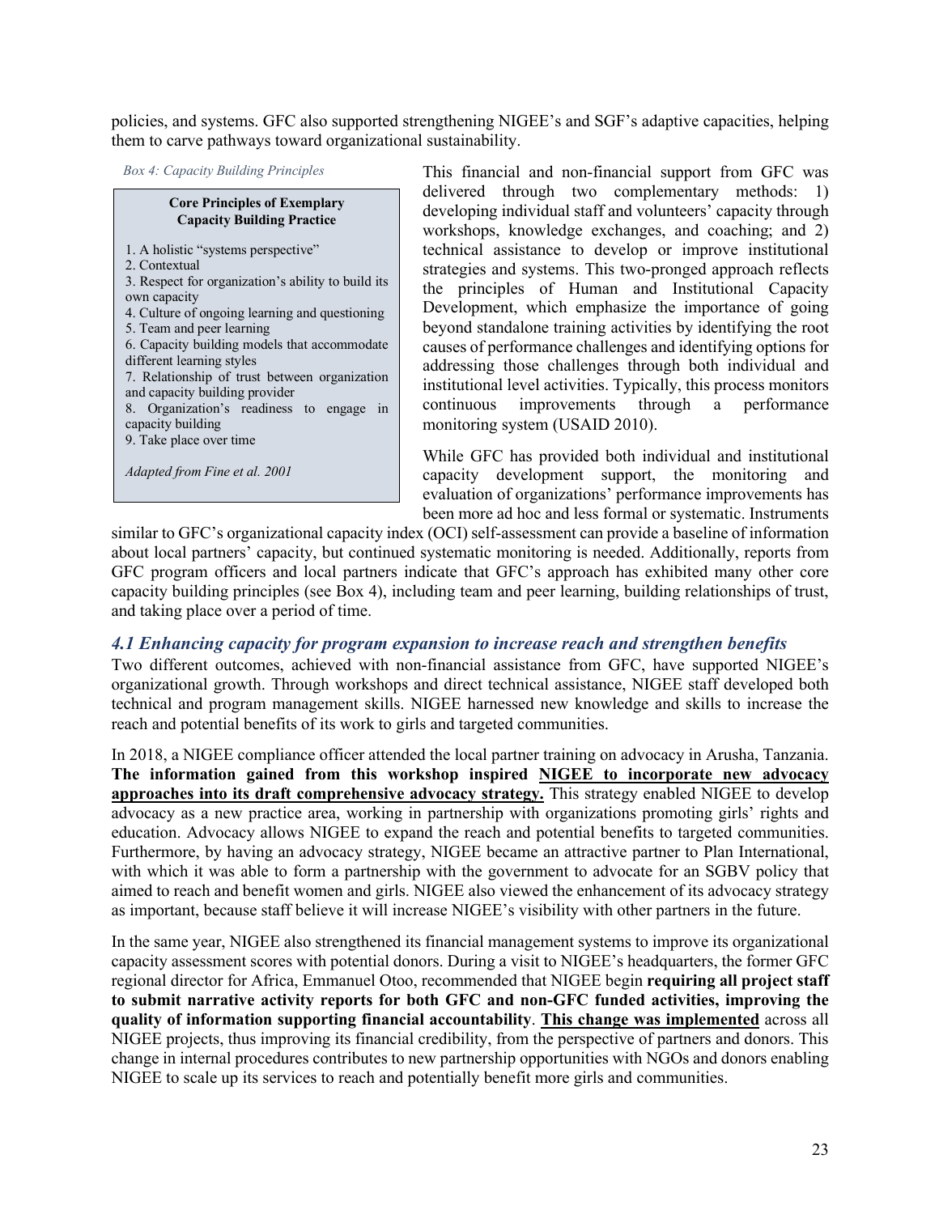policies, and systems. GFC also supported strengthening NIGEE's and SGF's adaptive capacities, helping them to carve pathways toward organizational sustainability.

*Box 4: Capacity Building Principles*

> **Core Principles of Exemplary Capacity Building Practice**
>
> 1. A holistic "systems perspective"
> 2. Contextual
> 3. Respect for organization's ability to build its own capacity
> 4. Culture of ongoing learning and questioning
> 5. Team and peer learning
> 6. Capacity building models that accommodate different learning styles
> 7. Relationship of trust between organization and capacity building provider
> 8. Organization's readiness to engage in capacity building
> 9. Take place over time
>
> *Adapted from Fine et al. 2001*

This financial and non-financial support from GFC was delivered through two complementary methods: 1) developing individual staff and volunteers' capacity through workshops, knowledge exchanges, and coaching; and 2) technical assistance to develop or improve institutional strategies and systems. This two-pronged approach reflects the principles of Human and Institutional Capacity Development, which emphasize the importance of going beyond standalone training activities by identifying the root causes of performance challenges and identifying options for addressing those challenges through both individual and institutional level activities. Typically, this process monitors continuous improvements through a performance monitoring system (USAID 2010).

While GFC has provided both individual and institutional capacity development support, the monitoring and evaluation of organizations' performance improvements has been more ad hoc and less formal or systematic. Instruments similar to GFC's organizational capacity index (OCI) self-assessment can provide a baseline of information about local partners' capacity, but continued systematic monitoring is needed. Additionally, reports from GFC program officers and local partners indicate that GFC's approach has exhibited many other core capacity building principles (see Box 4), including team and peer learning, building relationships of trust, and taking place over a period of time.

### *4.1 Enhancing capacity for program expansion to increase reach and strengthen benefits*

Two different outcomes, achieved with non-financial assistance from GFC, have supported NIGEE's organizational growth. Through workshops and direct technical assistance, NIGEE staff developed both technical and program management skills. NIGEE harnessed new knowledge and skills to increase the reach and potential benefits of its work to girls and targeted communities.

In 2018, a NIGEE compliance officer attended the local partner training on advocacy in Arusha, Tanzania. **The information gained from this workshop inspired <u>NIGEE to incorporate new advocacy approaches into its draft comprehensive advocacy strategy.</u>** This strategy enabled NIGEE to develop advocacy as a new practice area, working in partnership with organizations promoting girls' rights and education. Advocacy allows NIGEE to expand the reach and potential benefits to targeted communities. Furthermore, by having an advocacy strategy, NIGEE became an attractive partner to Plan International, with which it was able to form a partnership with the government to advocate for an SGBV policy that aimed to reach and benefit women and girls. NIGEE also viewed the enhancement of its advocacy strategy as important, because staff believe it will increase NIGEE's visibility with other partners in the future.

In the same year, NIGEE also strengthened its financial management systems to improve its organizational capacity assessment scores with potential donors. During a visit to NIGEE's headquarters, the former GFC regional director for Africa, Emmanuel Otoo, recommended that NIGEE begin **requiring all project staff to submit narrative activity reports for both GFC and non-GFC funded activities, improving the quality of information supporting financial accountability**. **<u>This change was implemented</u>** across all NIGEE projects, thus improving its financial credibility, from the perspective of partners and donors. This change in internal procedures contributes to new partnership opportunities with NGOs and donors enabling NIGEE to scale up its services to reach and potentially benefit more girls and communities.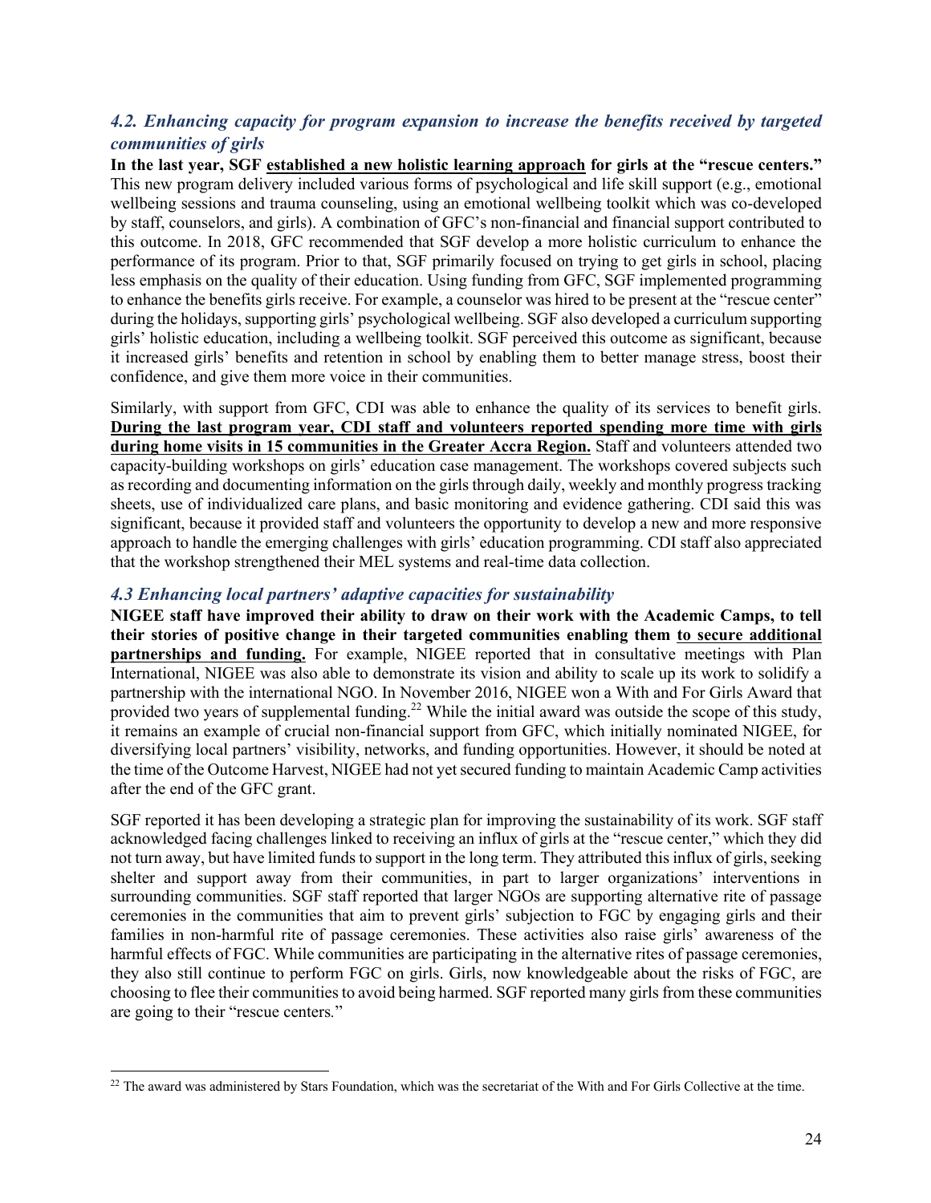### *4.2. Enhancing capacity for program expansion to increase the benefits received by targeted communities of girls*

**In the last year, SGF <u>established a new holistic learning approach</u> for girls at the "rescue centers."** This new program delivery included various forms of psychological and life skill support (e.g., emotional wellbeing sessions and trauma counseling, using an emotional wellbeing toolkit which was co-developed by staff, counselors, and girls). A combination of GFC's non-financial and financial support contributed to this outcome. In 2018, GFC recommended that SGF develop a more holistic curriculum to enhance the performance of its program. Prior to that, SGF primarily focused on trying to get girls in school, placing less emphasis on the quality of their education. Using funding from GFC, SGF implemented programming to enhance the benefits girls receive. For example, a counselor was hired to be present at the "rescue center" during the holidays, supporting girls' psychological wellbeing. SGF also developed a curriculum supporting girls' holistic education, including a wellbeing toolkit. SGF perceived this outcome as significant, because it increased girls' benefits and retention in school by enabling them to better manage stress, boost their confidence, and give them more voice in their communities.

Similarly, with support from GFC, CDI was able to enhance the quality of its services to benefit girls. **<u>During the last program year, CDI staff and volunteers reported spending more time with girls during home visits in 15 communities in the Greater Accra Region.</u>** Staff and volunteers attended two capacity-building workshops on girls' education case management. The workshops covered subjects such as recording and documenting information on the girls through daily, weekly and monthly progress tracking sheets, use of individualized care plans, and basic monitoring and evidence gathering. CDI said this was significant, because it provided staff and volunteers the opportunity to develop a new and more responsive approach to handle the emerging challenges with girls' education programming. CDI staff also appreciated that the workshop strengthened their MEL systems and real-time data collection.

### *4.3 Enhancing local partners' adaptive capacities for sustainability*

**NIGEE staff have improved their ability to draw on their work with the Academic Camps, to tell their stories of positive change in their targeted communities enabling them <u>to secure additional partnerships and funding.</u>** For example, NIGEE reported that in consultative meetings with Plan International, NIGEE was also able to demonstrate its vision and ability to scale up its work to solidify a partnership with the international NGO. In November 2016, NIGEE won a With and For Girls Award that provided two years of supplemental funding.[22] While the initial award was outside the scope of this study, it remains an example of crucial non-financial support from GFC, which initially nominated NIGEE, for diversifying local partners' visibility, networks, and funding opportunities. However, it should be noted at the time of the Outcome Harvest, NIGEE had not yet secured funding to maintain Academic Camp activities after the end of the GFC grant.

SGF reported it has been developing a strategic plan for improving the sustainability of its work. SGF staff acknowledged facing challenges linked to receiving an influx of girls at the "rescue center," which they did not turn away, but have limited funds to support in the long term. They attributed this influx of girls, seeking shelter and support away from their communities, in part to larger organizations' interventions in surrounding communities. SGF staff reported that larger NGOs are supporting alternative rite of passage ceremonies in the communities that aim to prevent girls' subjection to FGC by engaging girls and their families in non-harmful rite of passage ceremonies. These activities also raise girls' awareness of the harmful effects of FGC. While communities are participating in the alternative rites of passage ceremonies, they also still continue to perform FGC on girls. Girls, now knowledgeable about the risks of FGC, are choosing to flee their communities to avoid being harmed. SGF reported many girls from these communities are going to their "rescue centers."

---

[22] The award was administered by Stars Foundation, which was the secretariat of the With and For Girls Collective at the time.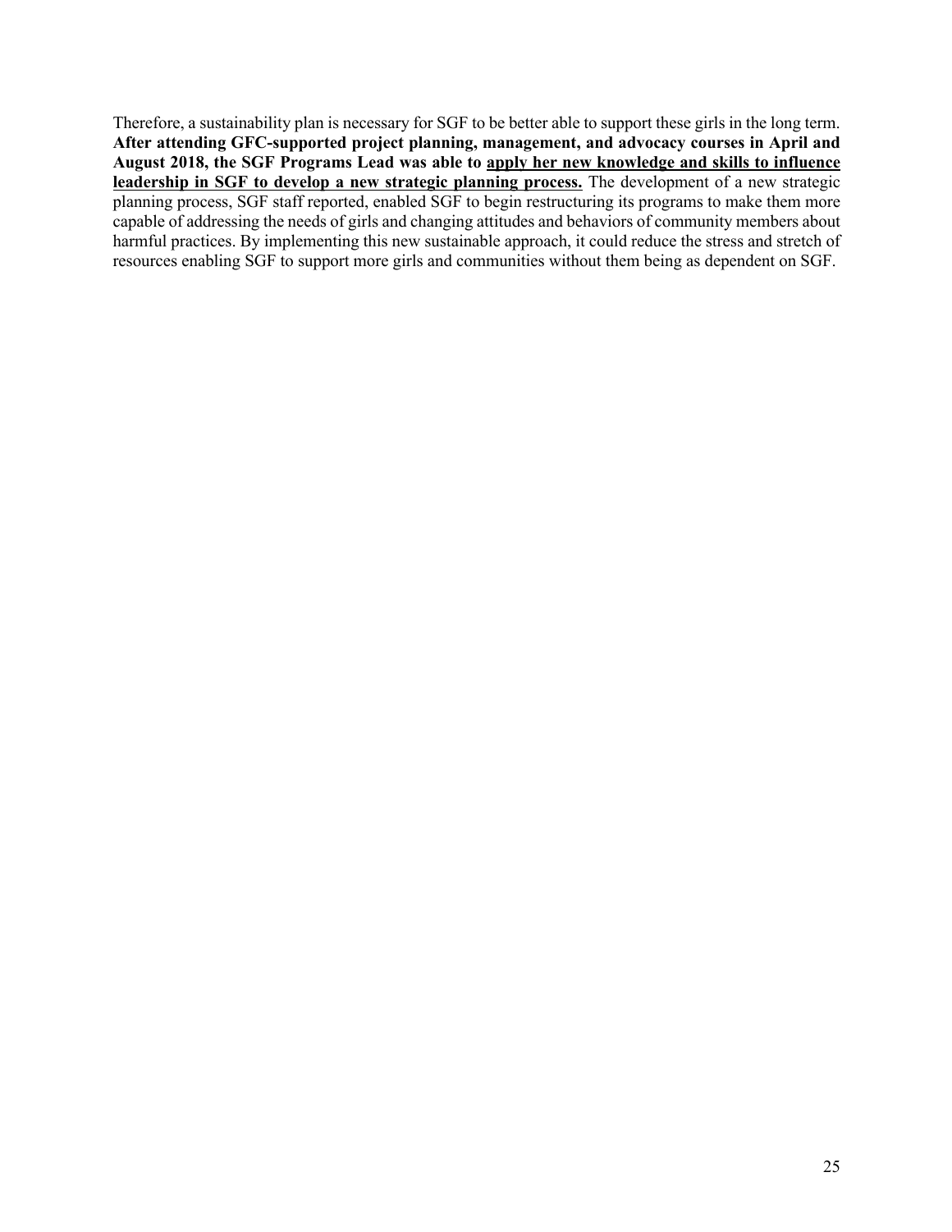Therefore, a sustainability plan is necessary for SGF to be better able to support these girls in the long term. **After attending GFC-supported project planning, management, and advocacy courses in April and August 2018, the SGF Programs Lead was able to <u>apply her new knowledge and skills to influence leadership in SGF to develop a new strategic planning process.</u>** The development of a new strategic planning process, SGF staff reported, enabled SGF to begin restructuring its programs to make them more capable of addressing the needs of girls and changing attitudes and behaviors of community members about harmful practices. By implementing this new sustainable approach, it could reduce the stress and stretch of resources enabling SGF to support more girls and communities without them being as dependent on SGF.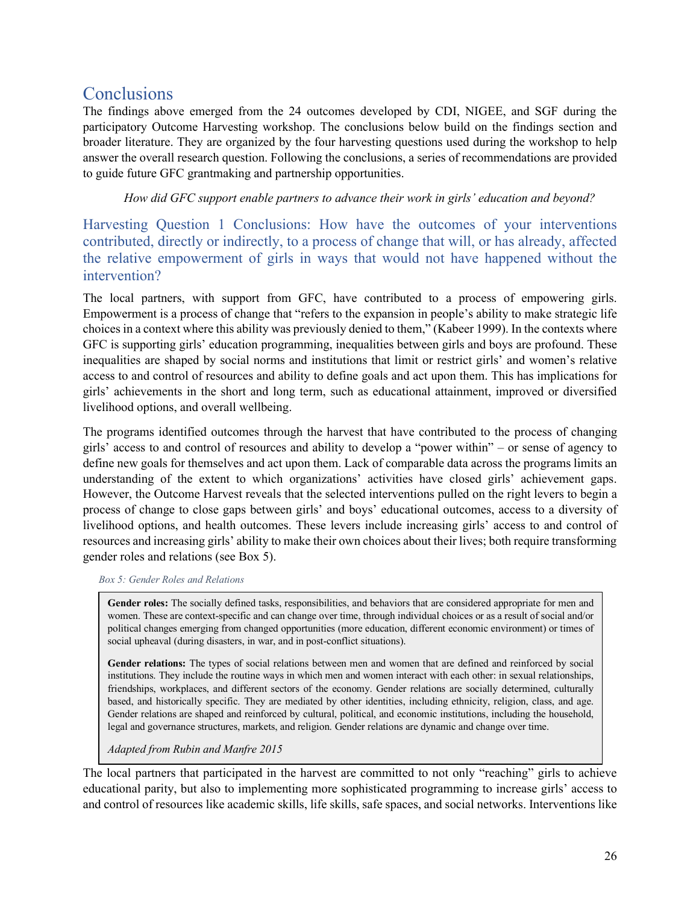# Conclusions

The findings above emerged from the 24 outcomes developed by CDI, NIGEE, and SGF during the participatory Outcome Harvesting workshop. The conclusions below build on the findings section and broader literature. They are organized by the four harvesting questions used during the workshop to help answer the overall research question. Following the conclusions, a series of recommendations are provided to guide future GFC grantmaking and partnership opportunities.

*How did GFC support enable partners to advance their work in girls' education and beyond?*

## Harvesting Question 1 Conclusions: How have the outcomes of your interventions contributed, directly or indirectly, to a process of change that will, or has already, affected the relative empowerment of girls in ways that would not have happened without the intervention?

The local partners, with support from GFC, have contributed to a process of empowering girls. Empowerment is a process of change that "refers to the expansion in people's ability to make strategic life choices in a context where this ability was previously denied to them," (Kabeer 1999). In the contexts where GFC is supporting girls' education programming, inequalities between girls and boys are profound. These inequalities are shaped by social norms and institutions that limit or restrict girls' and women's relative access to and control of resources and ability to define goals and act upon them. This has implications for girls' achievements in the short and long term, such as educational attainment, improved or diversified livelihood options, and overall wellbeing.

The programs identified outcomes through the harvest that have contributed to the process of changing girls' access to and control of resources and ability to develop a "power within" – or sense of agency to define new goals for themselves and act upon them. Lack of comparable data across the programs limits an understanding of the extent to which organizations' activities have closed girls' achievement gaps. However, the Outcome Harvest reveals that the selected interventions pulled on the right levers to begin a process of change to close gaps between girls' and boys' educational outcomes, access to a diversity of livelihood options, and health outcomes. These levers include increasing girls' access to and control of resources and increasing girls' ability to make their own choices about their lives; both require transforming gender roles and relations (see Box 5).

*Box 5: Gender Roles and Relations*

> **Gender roles:** The socially defined tasks, responsibilities, and behaviors that are considered appropriate for men and women. These are context-specific and can change over time, through individual choices or as a result of social and/or political changes emerging from changed opportunities (more education, different economic environment) or times of social upheaval (during disasters, in war, and in post-conflict situations).
>
> **Gender relations:** The types of social relations between men and women that are defined and reinforced by social institutions. They include the routine ways in which men and women interact with each other: in sexual relationships, friendships, workplaces, and different sectors of the economy. Gender relations are socially determined, culturally based, and historically specific. They are mediated by other identities, including ethnicity, religion, class, and age. Gender relations are shaped and reinforced by cultural, political, and economic institutions, including the household, legal and governance structures, markets, and religion. Gender relations are dynamic and change over time.
>
> *Adapted from Rubin and Manfre 2015*

The local partners that participated in the harvest are committed to not only "reaching" girls to achieve educational parity, but also to implementing more sophisticated programming to increase girls' access to and control of resources like academic skills, life skills, safe spaces, and social networks. Interventions like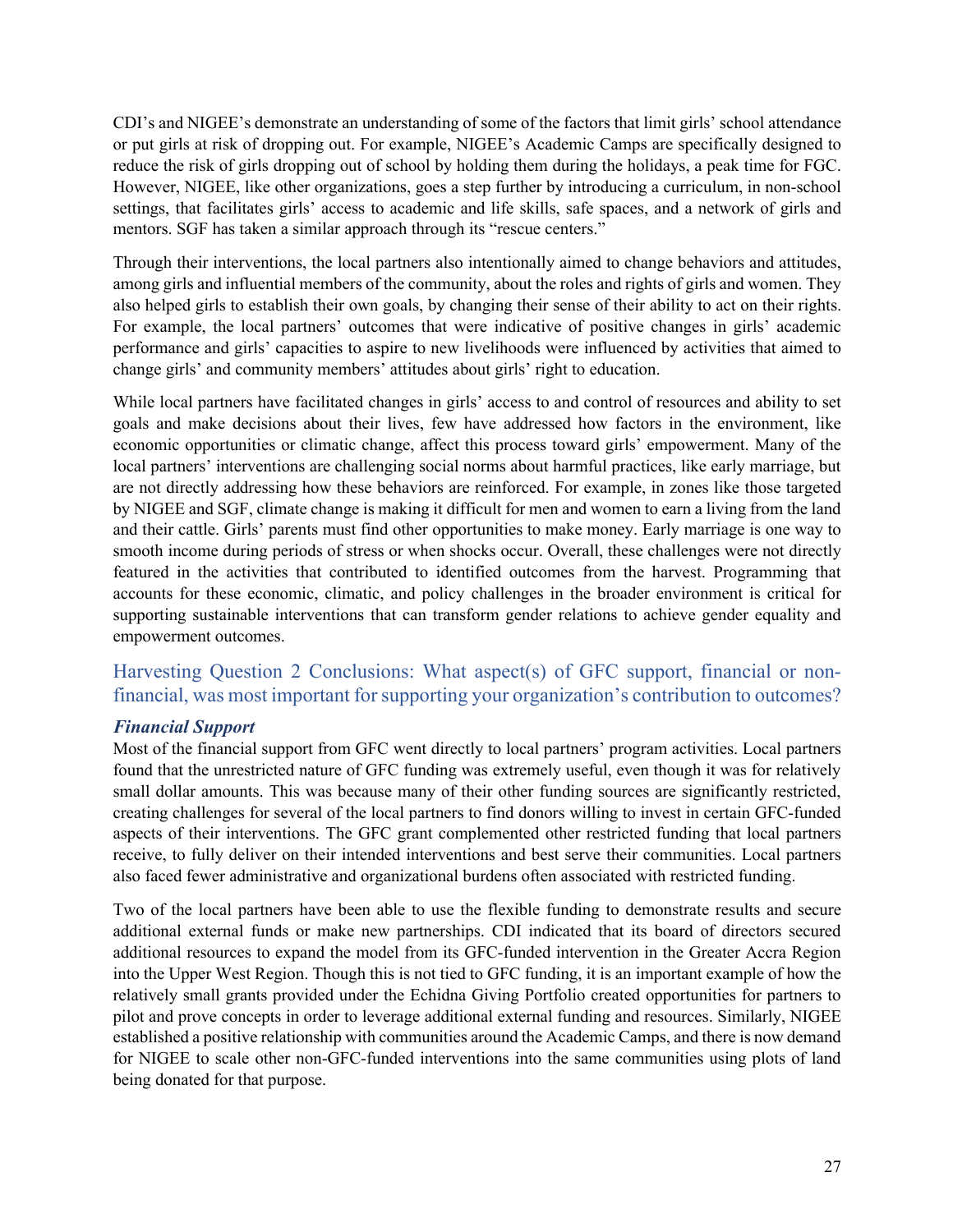CDI's and NIGEE's demonstrate an understanding of some of the factors that limit girls' school attendance or put girls at risk of dropping out. For example, NIGEE's Academic Camps are specifically designed to reduce the risk of girls dropping out of school by holding them during the holidays, a peak time for FGC. However, NIGEE, like other organizations, goes a step further by introducing a curriculum, in non-school settings, that facilitates girls' access to academic and life skills, safe spaces, and a network of girls and mentors. SGF has taken a similar approach through its "rescue centers."

Through their interventions, the local partners also intentionally aimed to change behaviors and attitudes, among girls and influential members of the community, about the roles and rights of girls and women. They also helped girls to establish their own goals, by changing their sense of their ability to act on their rights. For example, the local partners' outcomes that were indicative of positive changes in girls' academic performance and girls' capacities to aspire to new livelihoods were influenced by activities that aimed to change girls' and community members' attitudes about girls' right to education.

While local partners have facilitated changes in girls' access to and control of resources and ability to set goals and make decisions about their lives, few have addressed how factors in the environment, like economic opportunities or climatic change, affect this process toward girls' empowerment. Many of the local partners' interventions are challenging social norms about harmful practices, like early marriage, but are not directly addressing how these behaviors are reinforced. For example, in zones like those targeted by NIGEE and SGF, climate change is making it difficult for men and women to earn a living from the land and their cattle. Girls' parents must find other opportunities to make money. Early marriage is one way to smooth income during periods of stress or when shocks occur. Overall, these challenges were not directly featured in the activities that contributed to identified outcomes from the harvest. Programming that accounts for these economic, climatic, and policy challenges in the broader environment is critical for supporting sustainable interventions that can transform gender relations to achieve gender equality and empowerment outcomes.

## Harvesting Question 2 Conclusions: What aspect(s) of GFC support, financial or non-financial, was most important for supporting your organization's contribution to outcomes?

### *Financial Support*

Most of the financial support from GFC went directly to local partners' program activities. Local partners found that the unrestricted nature of GFC funding was extremely useful, even though it was for relatively small dollar amounts. This was because many of their other funding sources are significantly restricted, creating challenges for several of the local partners to find donors willing to invest in certain GFC-funded aspects of their interventions. The GFC grant complemented other restricted funding that local partners receive, to fully deliver on their intended interventions and best serve their communities. Local partners also faced fewer administrative and organizational burdens often associated with restricted funding.

Two of the local partners have been able to use the flexible funding to demonstrate results and secure additional external funds or make new partnerships. CDI indicated that its board of directors secured additional resources to expand the model from its GFC-funded intervention in the Greater Accra Region into the Upper West Region. Though this is not tied to GFC funding, it is an important example of how the relatively small grants provided under the Echidna Giving Portfolio created opportunities for partners to pilot and prove concepts in order to leverage additional external funding and resources. Similarly, NIGEE established a positive relationship with communities around the Academic Camps, and there is now demand for NIGEE to scale other non-GFC-funded interventions into the same communities using plots of land being donated for that purpose.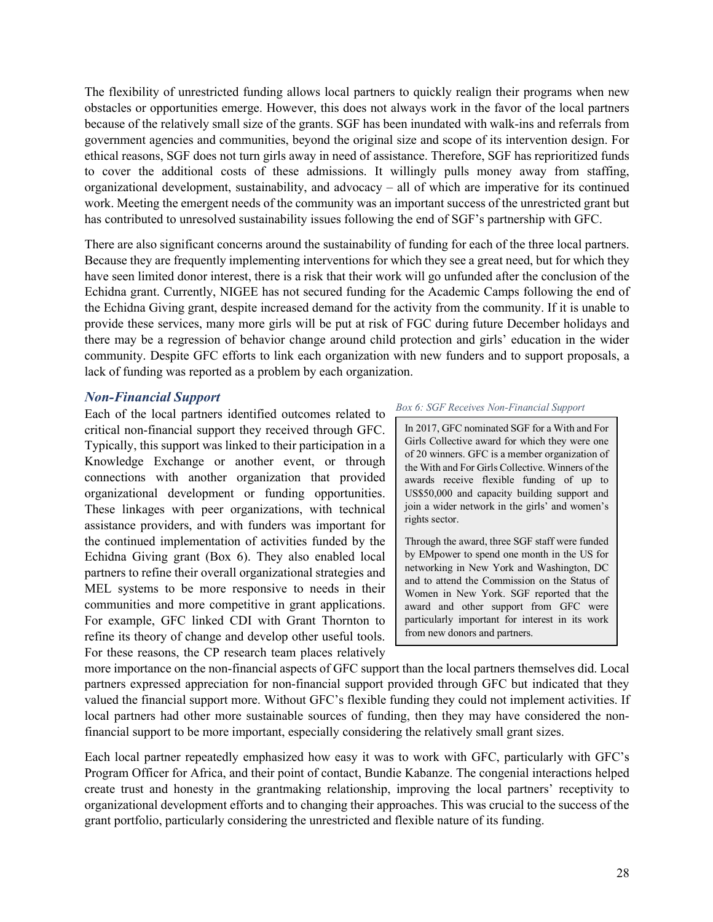The flexibility of unrestricted funding allows local partners to quickly realign their programs when new obstacles or opportunities emerge. However, this does not always work in the favor of the local partners because of the relatively small size of the grants. SGF has been inundated with walk-ins and referrals from government agencies and communities, beyond the original size and scope of its intervention design. For ethical reasons, SGF does not turn girls away in need of assistance. Therefore, SGF has reprioritized funds to cover the additional costs of these admissions. It willingly pulls money away from staffing, organizational development, sustainability, and advocacy – all of which are imperative for its continued work. Meeting the emergent needs of the community was an important success of the unrestricted grant but has contributed to unresolved sustainability issues following the end of SGF's partnership with GFC.

There are also significant concerns around the sustainability of funding for each of the three local partners. Because they are frequently implementing interventions for which they see a great need, but for which they have seen limited donor interest, there is a risk that their work will go unfunded after the conclusion of the Echidna grant. Currently, NIGEE has not secured funding for the Academic Camps following the end of the Echidna Giving grant, despite increased demand for the activity from the community. If it is unable to provide these services, many more girls will be put at risk of FGC during future December holidays and there may be a regression of behavior change around child protection and girls' education in the wider community. Despite GFC efforts to link each organization with new funders and to support proposals, a lack of funding was reported as a problem by each organization.

### *Non-Financial Support*

Each of the local partners identified outcomes related to critical non-financial support they received through GFC. Typically, this support was linked to their participation in a Knowledge Exchange or another event, or through connections with another organization that provided organizational development or funding opportunities. These linkages with peer organizations, with technical assistance providers, and with funders was important for the continued implementation of activities funded by the Echidna Giving grant (Box 6). They also enabled local partners to refine their overall organizational strategies and MEL systems to be more responsive to needs in their communities and more competitive in grant applications. For example, GFC linked CDI with Grant Thornton to refine its theory of change and develop other useful tools. For these reasons, the CP research team places relatively more importance on the non-financial aspects of GFC support than the local partners themselves did. Local partners expressed appreciation for non-financial support provided through GFC but indicated that they valued the financial support more. Without GFC's flexible funding they could not implement activities. If local partners had other more sustainable sources of funding, then they may have considered the non-financial support to be more important, especially considering the relatively small grant sizes.

*Box 6: SGF Receives Non-Financial Support*

> In 2017, GFC nominated SGF for a With and For Girls Collective award for which they were one of 20 winners. GFC is a member organization of the With and For Girls Collective. Winners of the awards receive flexible funding of up to US$50,000 and capacity building support and join a wider network in the girls' and women's rights sector.
>
> Through the award, three SGF staff were funded by EMpower to spend one month in the US for networking in New York and Washington, DC and to attend the Commission on the Status of Women in New York. SGF reported that the award and other support from GFC were particularly important for interest in its work from new donors and partners.

Each local partner repeatedly emphasized how easy it was to work with GFC, particularly with GFC's Program Officer for Africa, and their point of contact, Bundie Kabanze. The congenial interactions helped create trust and honesty in the grantmaking relationship, improving the local partners' receptivity to organizational development efforts and to changing their approaches. This was crucial to the success of the grant portfolio, particularly considering the unrestricted and flexible nature of its funding.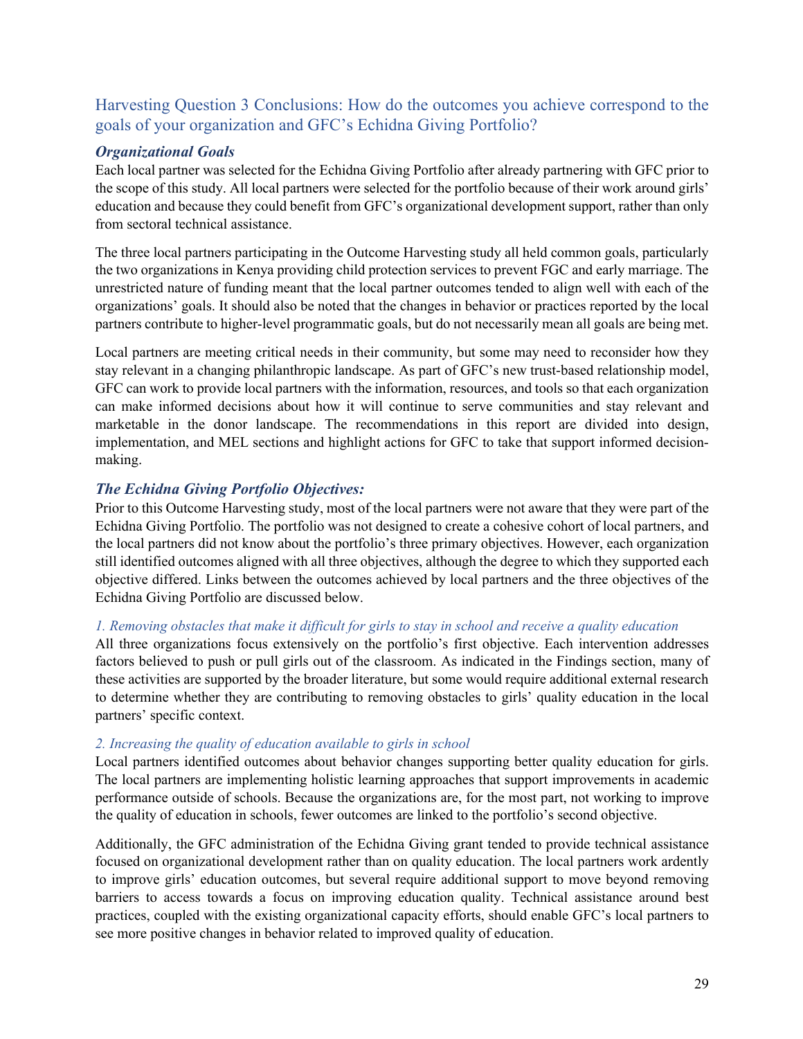## Harvesting Question 3 Conclusions: How do the outcomes you achieve correspond to the goals of your organization and GFC's Echidna Giving Portfolio?

### *Organizational Goals*

Each local partner was selected for the Echidna Giving Portfolio after already partnering with GFC prior to the scope of this study. All local partners were selected for the portfolio because of their work around girls' education and because they could benefit from GFC's organizational development support, rather than only from sectoral technical assistance.

The three local partners participating in the Outcome Harvesting study all held common goals, particularly the two organizations in Kenya providing child protection services to prevent FGC and early marriage. The unrestricted nature of funding meant that the local partner outcomes tended to align well with each of the organizations' goals. It should also be noted that the changes in behavior or practices reported by the local partners contribute to higher-level programmatic goals, but do not necessarily mean all goals are being met.

Local partners are meeting critical needs in their community, but some may need to reconsider how they stay relevant in a changing philanthropic landscape. As part of GFC's new trust-based relationship model, GFC can work to provide local partners with the information, resources, and tools so that each organization can make informed decisions about how it will continue to serve communities and stay relevant and marketable in the donor landscape. The recommendations in this report are divided into design, implementation, and MEL sections and highlight actions for GFC to take that support informed decision-making.

### *The Echidna Giving Portfolio Objectives:*

Prior to this Outcome Harvesting study, most of the local partners were not aware that they were part of the Echidna Giving Portfolio. The portfolio was not designed to create a cohesive cohort of local partners, and the local partners did not know about the portfolio's three primary objectives. However, each organization still identified outcomes aligned with all three objectives, although the degree to which they supported each objective differed. Links between the outcomes achieved by local partners and the three objectives of the Echidna Giving Portfolio are discussed below.

#### *1. Removing obstacles that make it difficult for girls to stay in school and receive a quality education*

All three organizations focus extensively on the portfolio's first objective. Each intervention addresses factors believed to push or pull girls out of the classroom. As indicated in the Findings section, many of these activities are supported by the broader literature, but some would require additional external research to determine whether they are contributing to removing obstacles to girls' quality education in the local partners' specific context.

#### *2. Increasing the quality of education available to girls in school*

Local partners identified outcomes about behavior changes supporting better quality education for girls. The local partners are implementing holistic learning approaches that support improvements in academic performance outside of schools. Because the organizations are, for the most part, not working to improve the quality of education in schools, fewer outcomes are linked to the portfolio's second objective.

Additionally, the GFC administration of the Echidna Giving grant tended to provide technical assistance focused on organizational development rather than on quality education. The local partners work ardently to improve girls' education outcomes, but several require additional support to move beyond removing barriers to access towards a focus on improving education quality. Technical assistance around best practices, coupled with the existing organizational capacity efforts, should enable GFC's local partners to see more positive changes in behavior related to improved quality of education.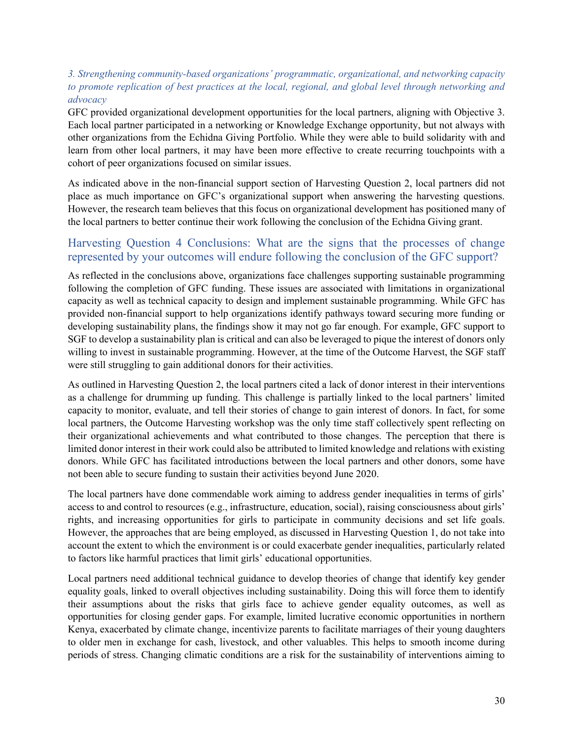*3. Strengthening community-based organizations' programmatic, organizational, and networking capacity to promote replication of best practices at the local, regional, and global level through networking and advocacy*

GFC provided organizational development opportunities for the local partners, aligning with Objective 3. Each local partner participated in a networking or Knowledge Exchange opportunity, but not always with other organizations from the Echidna Giving Portfolio. While they were able to build solidarity with and learn from other local partners, it may have been more effective to create recurring touchpoints with a cohort of peer organizations focused on similar issues.

As indicated above in the non-financial support section of Harvesting Question 2, local partners did not place as much importance on GFC's organizational support when answering the harvesting questions. However, the research team believes that this focus on organizational development has positioned many of the local partners to better continue their work following the conclusion of the Echidna Giving grant.

## Harvesting Question 4 Conclusions: What are the signs that the processes of change represented by your outcomes will endure following the conclusion of the GFC support?

As reflected in the conclusions above, organizations face challenges supporting sustainable programming following the completion of GFC funding. These issues are associated with limitations in organizational capacity as well as technical capacity to design and implement sustainable programming. While GFC has provided non-financial support to help organizations identify pathways toward securing more funding or developing sustainability plans, the findings show it may not go far enough. For example, GFC support to SGF to develop a sustainability plan is critical and can also be leveraged to pique the interest of donors only willing to invest in sustainable programming. However, at the time of the Outcome Harvest, the SGF staff were still struggling to gain additional donors for their activities.

As outlined in Harvesting Question 2, the local partners cited a lack of donor interest in their interventions as a challenge for drumming up funding. This challenge is partially linked to the local partners' limited capacity to monitor, evaluate, and tell their stories of change to gain interest of donors. In fact, for some local partners, the Outcome Harvesting workshop was the only time staff collectively spent reflecting on their organizational achievements and what contributed to those changes. The perception that there is limited donor interest in their work could also be attributed to limited knowledge and relations with existing donors. While GFC has facilitated introductions between the local partners and other donors, some have not been able to secure funding to sustain their activities beyond June 2020.

The local partners have done commendable work aiming to address gender inequalities in terms of girls' access to and control to resources (e.g., infrastructure, education, social), raising consciousness about girls' rights, and increasing opportunities for girls to participate in community decisions and set life goals. However, the approaches that are being employed, as discussed in Harvesting Question 1, do not take into account the extent to which the environment is or could exacerbate gender inequalities, particularly related to factors like harmful practices that limit girls' educational opportunities.

Local partners need additional technical guidance to develop theories of change that identify key gender equality goals, linked to overall objectives including sustainability. Doing this will force them to identify their assumptions about the risks that girls face to achieve gender equality outcomes, as well as opportunities for closing gender gaps. For example, limited lucrative economic opportunities in northern Kenya, exacerbated by climate change, incentivize parents to facilitate marriages of their young daughters to older men in exchange for cash, livestock, and other valuables. This helps to smooth income during periods of stress. Changing climatic conditions are a risk for the sustainability of interventions aiming to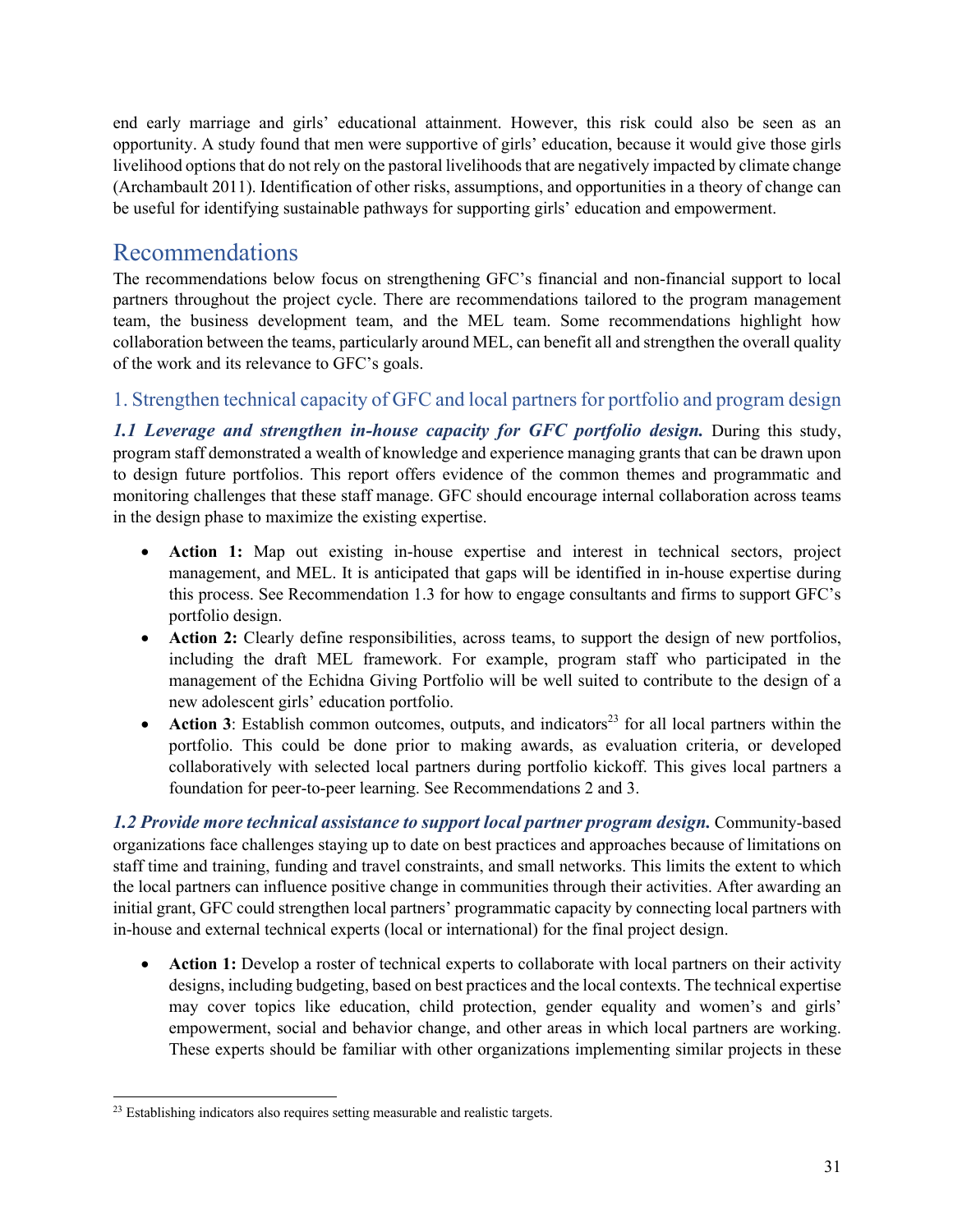end early marriage and girls' educational attainment. However, this risk could also be seen as an opportunity. A study found that men were supportive of girls' education, because it would give those girls livelihood options that do not rely on the pastoral livelihoods that are negatively impacted by climate change (Archambault 2011). Identification of other risks, assumptions, and opportunities in a theory of change can be useful for identifying sustainable pathways for supporting girls' education and empowerment.

## Recommendations

The recommendations below focus on strengthening GFC's financial and non-financial support to local partners throughout the project cycle. There are recommendations tailored to the program management team, the business development team, and the MEL team. Some recommendations highlight how collaboration between the teams, particularly around MEL, can benefit all and strengthen the overall quality of the work and its relevance to GFC's goals.

### 1. Strengthen technical capacity of GFC and local partners for portfolio and program design

***1.1 Leverage and strengthen in-house capacity for GFC portfolio design.*** During this study, program staff demonstrated a wealth of knowledge and experience managing grants that can be drawn upon to design future portfolios. This report offers evidence of the common themes and programmatic and monitoring challenges that these staff manage. GFC should encourage internal collaboration across teams in the design phase to maximize the existing expertise.

- **Action 1:** Map out existing in-house expertise and interest in technical sectors, project management, and MEL. It is anticipated that gaps will be identified in in-house expertise during this process. See Recommendation 1.3 for how to engage consultants and firms to support GFC's portfolio design.
- **Action 2:** Clearly define responsibilities, across teams, to support the design of new portfolios, including the draft MEL framework. For example, program staff who participated in the management of the Echidna Giving Portfolio will be well suited to contribute to the design of a new adolescent girls' education portfolio.
- **Action 3**: Establish common outcomes, outputs, and indicators[23] for all local partners within the portfolio. This could be done prior to making awards, as evaluation criteria, or developed collaboratively with selected local partners during portfolio kickoff. This gives local partners a foundation for peer-to-peer learning. See Recommendations 2 and 3.

***1.2 Provide more technical assistance to support local partner program design.*** Community-based organizations face challenges staying up to date on best practices and approaches because of limitations on staff time and training, funding and travel constraints, and small networks. This limits the extent to which the local partners can influence positive change in communities through their activities. After awarding an initial grant, GFC could strengthen local partners' programmatic capacity by connecting local partners with in-house and external technical experts (local or international) for the final project design.

- **Action 1:** Develop a roster of technical experts to collaborate with local partners on their activity designs, including budgeting, based on best practices and the local contexts. The technical expertise may cover topics like education, child protection, gender equality and women's and girls' empowerment, social and behavior change, and other areas in which local partners are working. These experts should be familiar with other organizations implementing similar projects in these

[23] Establishing indicators also requires setting measurable and realistic targets.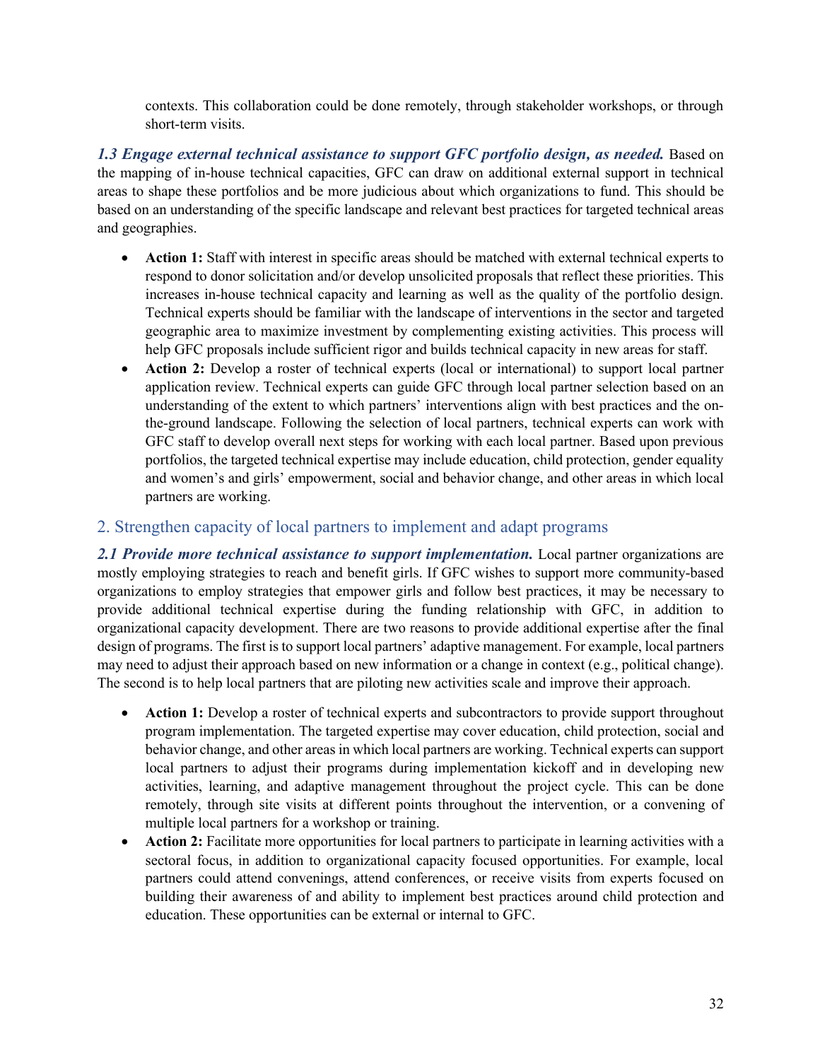contexts. This collaboration could be done remotely, through stakeholder workshops, or through short-term visits.

***1.3 Engage external technical assistance to support GFC portfolio design, as needed.*** Based on the mapping of in-house technical capacities, GFC can draw on additional external support in technical areas to shape these portfolios and be more judicious about which organizations to fund. This should be based on an understanding of the specific landscape and relevant best practices for targeted technical areas and geographies.

- **Action 1:** Staff with interest in specific areas should be matched with external technical experts to respond to donor solicitation and/or develop unsolicited proposals that reflect these priorities. This increases in-house technical capacity and learning as well as the quality of the portfolio design. Technical experts should be familiar with the landscape of interventions in the sector and targeted geographic area to maximize investment by complementing existing activities. This process will help GFC proposals include sufficient rigor and builds technical capacity in new areas for staff.
- **Action 2:** Develop a roster of technical experts (local or international) to support local partner application review. Technical experts can guide GFC through local partner selection based on an understanding of the extent to which partners' interventions align with best practices and the on-the-ground landscape. Following the selection of local partners, technical experts can work with GFC staff to develop overall next steps for working with each local partner. Based upon previous portfolios, the targeted technical expertise may include education, child protection, gender equality and women's and girls' empowerment, social and behavior change, and other areas in which local partners are working.

## 2. Strengthen capacity of local partners to implement and adapt programs

***2.1 Provide more technical assistance to support implementation.*** Local partner organizations are mostly employing strategies to reach and benefit girls. If GFC wishes to support more community-based organizations to employ strategies that empower girls and follow best practices, it may be necessary to provide additional technical expertise during the funding relationship with GFC, in addition to organizational capacity development. There are two reasons to provide additional expertise after the final design of programs. The first is to support local partners' adaptive management. For example, local partners may need to adjust their approach based on new information or a change in context (e.g., political change). The second is to help local partners that are piloting new activities scale and improve their approach.

- **Action 1:** Develop a roster of technical experts and subcontractors to provide support throughout program implementation. The targeted expertise may cover education, child protection, social and behavior change, and other areas in which local partners are working. Technical experts can support local partners to adjust their programs during implementation kickoff and in developing new activities, learning, and adaptive management throughout the project cycle. This can be done remotely, through site visits at different points throughout the intervention, or a convening of multiple local partners for a workshop or training.
- **Action 2:** Facilitate more opportunities for local partners to participate in learning activities with a sectoral focus, in addition to organizational capacity focused opportunities. For example, local partners could attend convenings, attend conferences, or receive visits from experts focused on building their awareness of and ability to implement best practices around child protection and education. These opportunities can be external or internal to GFC.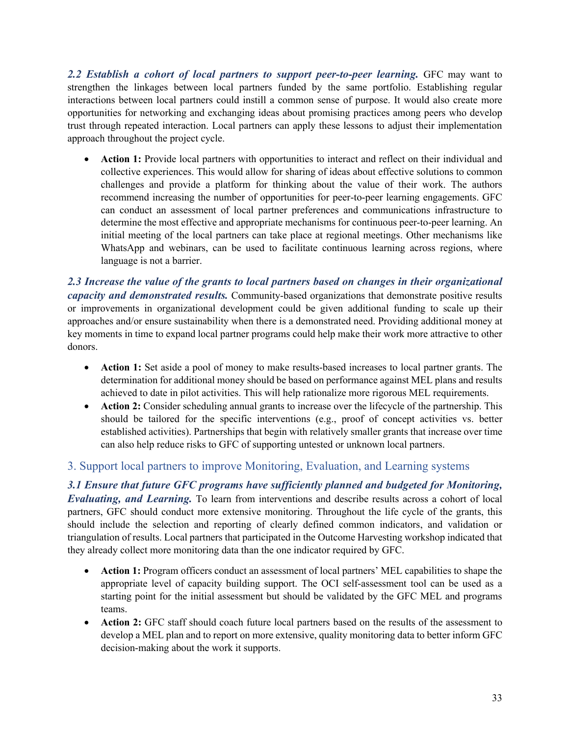***2.2 Establish a cohort of local partners to support peer-to-peer learning.*** GFC may want to strengthen the linkages between local partners funded by the same portfolio. Establishing regular interactions between local partners could instill a common sense of purpose. It would also create more opportunities for networking and exchanging ideas about promising practices among peers who develop trust through repeated interaction. Local partners can apply these lessons to adjust their implementation approach throughout the project cycle.

- **Action 1:** Provide local partners with opportunities to interact and reflect on their individual and collective experiences. This would allow for sharing of ideas about effective solutions to common challenges and provide a platform for thinking about the value of their work. The authors recommend increasing the number of opportunities for peer-to-peer learning engagements. GFC can conduct an assessment of local partner preferences and communications infrastructure to determine the most effective and appropriate mechanisms for continuous peer-to-peer learning. An initial meeting of the local partners can take place at regional meetings. Other mechanisms like WhatsApp and webinars, can be used to facilitate continuous learning across regions, where language is not a barrier.

***2.3 Increase the value of the grants to local partners based on changes in their organizational capacity and demonstrated results.*** Community-based organizations that demonstrate positive results or improvements in organizational development could be given additional funding to scale up their approaches and/or ensure sustainability when there is a demonstrated need. Providing additional money at key moments in time to expand local partner programs could help make their work more attractive to other donors.

- **Action 1:** Set aside a pool of money to make results-based increases to local partner grants. The determination for additional money should be based on performance against MEL plans and results achieved to date in pilot activities. This will help rationalize more rigorous MEL requirements.
- **Action 2:** Consider scheduling annual grants to increase over the lifecycle of the partnership. This should be tailored for the specific interventions (e.g., proof of concept activities vs. better established activities). Partnerships that begin with relatively smaller grants that increase over time can also help reduce risks to GFC of supporting untested or unknown local partners.

## 3. Support local partners to improve Monitoring, Evaluation, and Learning systems

***3.1 Ensure that future GFC programs have sufficiently planned and budgeted for Monitoring, Evaluating, and Learning.*** To learn from interventions and describe results across a cohort of local partners, GFC should conduct more extensive monitoring. Throughout the life cycle of the grants, this should include the selection and reporting of clearly defined common indicators, and validation or triangulation of results. Local partners that participated in the Outcome Harvesting workshop indicated that they already collect more monitoring data than the one indicator required by GFC.

- **Action 1:** Program officers conduct an assessment of local partners' MEL capabilities to shape the appropriate level of capacity building support. The OCI self-assessment tool can be used as a starting point for the initial assessment but should be validated by the GFC MEL and programs teams.
- **Action 2:** GFC staff should coach future local partners based on the results of the assessment to develop a MEL plan and to report on more extensive, quality monitoring data to better inform GFC decision-making about the work it supports.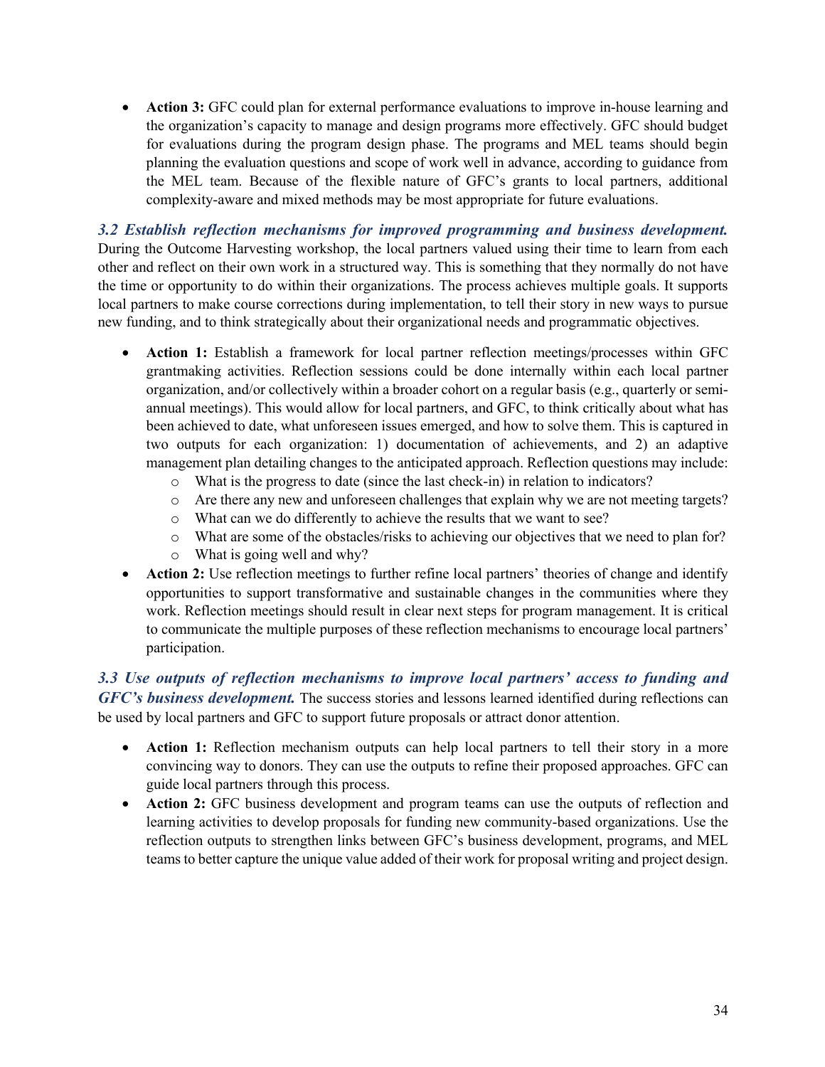- **Action 3:** GFC could plan for external performance evaluations to improve in-house learning and the organization's capacity to manage and design programs more effectively. GFC should budget for evaluations during the program design phase. The programs and MEL teams should begin planning the evaluation questions and scope of work well in advance, according to guidance from the MEL team. Because of the flexible nature of GFC's grants to local partners, additional complexity-aware and mixed methods may be most appropriate for future evaluations.

***3.2 Establish reflection mechanisms for improved programming and business development.*** During the Outcome Harvesting workshop, the local partners valued using their time to learn from each other and reflect on their own work in a structured way. This is something that they normally do not have the time or opportunity to do within their organizations. The process achieves multiple goals. It supports local partners to make course corrections during implementation, to tell their story in new ways to pursue new funding, and to think strategically about their organizational needs and programmatic objectives.

- **Action 1:** Establish a framework for local partner reflection meetings/processes within GFC grantmaking activities. Reflection sessions could be done internally within each local partner organization, and/or collectively within a broader cohort on a regular basis (e.g., quarterly or semi-annual meetings). This would allow for local partners, and GFC, to think critically about what has been achieved to date, what unforeseen issues emerged, and how to solve them. This is captured in two outputs for each organization: 1) documentation of achievements, and 2) an adaptive management plan detailing changes to the anticipated approach. Reflection questions may include:
  - What is the progress to date (since the last check-in) in relation to indicators?
  - Are there any new and unforeseen challenges that explain why we are not meeting targets?
  - What can we do differently to achieve the results that we want to see?
  - What are some of the obstacles/risks to achieving our objectives that we need to plan for?
  - What is going well and why?
- **Action 2:** Use reflection meetings to further refine local partners' theories of change and identify opportunities to support transformative and sustainable changes in the communities where they work. Reflection meetings should result in clear next steps for program management. It is critical to communicate the multiple purposes of these reflection mechanisms to encourage local partners' participation.

***3.3 Use outputs of reflection mechanisms to improve local partners' access to funding and GFC's business development.*** The success stories and lessons learned identified during reflections can be used by local partners and GFC to support future proposals or attract donor attention.

- **Action 1:** Reflection mechanism outputs can help local partners to tell their story in a more convincing way to donors. They can use the outputs to refine their proposed approaches. GFC can guide local partners through this process.
- **Action 2:** GFC business development and program teams can use the outputs of reflection and learning activities to develop proposals for funding new community-based organizations. Use the reflection outputs to strengthen links between GFC's business development, programs, and MEL teams to better capture the unique value added of their work for proposal writing and project design.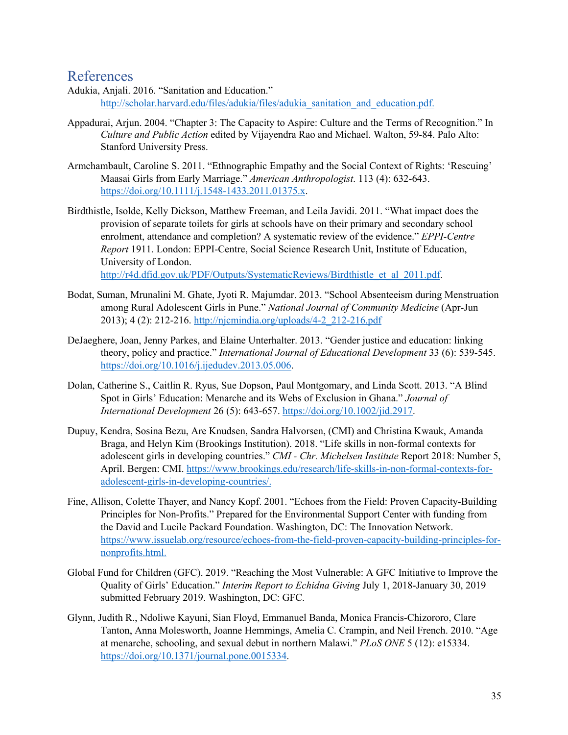## References

Adukia, Anjali. 2016. "Sanitation and Education." http://scholar.harvard.edu/files/adukia/files/adukia_sanitation_and_education.pdf.

Appadurai, Arjun. 2004. "Chapter 3: The Capacity to Aspire: Culture and the Terms of Recognition." In *Culture and Public Action* edited by Vijayendra Rao and Michael. Walton, 59-84. Palo Alto: Stanford University Press.

Armchambault, Caroline S. 2011. "Ethnographic Empathy and the Social Context of Rights: 'Rescuing' Maasai Girls from Early Marriage." *American Anthropologist*. 113 (4): 632-643. https://doi.org/10.1111/j.1548-1433.2011.01375.x.

Birdthistle, Isolde, Kelly Dickson, Matthew Freeman, and Leila Javidi. 2011. "What impact does the provision of separate toilets for girls at schools have on their primary and secondary school enrolment, attendance and completion? A systematic review of the evidence." *EPPI-Centre Report* 1911. London: EPPI-Centre, Social Science Research Unit, Institute of Education, University of London. http://r4d.dfid.gov.uk/PDF/Outputs/SystematicReviews/Birdthistle_et_al_2011.pdf.

Bodat, Suman, Mrunalini M. Ghate, Jyoti R. Majumdar. 2013. "School Absenteeism during Menstruation among Rural Adolescent Girls in Pune." *National Journal of Community Medicine* (Apr-Jun 2013); 4 (2): 212-216. http://njcmindia.org/uploads/4-2_212-216.pdf

DeJaeghere, Joan, Jenny Parkes, and Elaine Unterhalter. 2013. "Gender justice and education: linking theory, policy and practice." *International Journal of Educational Development* 33 (6): 539-545. https://doi.org/10.1016/j.ijedudev.2013.05.006.

Dolan, Catherine S., Caitlin R. Ryus, Sue Dopson, Paul Montgomary, and Linda Scott. 2013. "A Blind Spot in Girls' Education: Menarche and its Webs of Exclusion in Ghana." *Journal of International Development* 26 (5): 643-657. https://doi.org/10.1002/jid.2917.

Dupuy, Kendra, Sosina Bezu, Are Knudsen, Sandra Halvorsen, (CMI) and Christina Kwauk, Amanda Braga, and Helyn Kim (Brookings Institution). 2018. "Life skills in non-formal contexts for adolescent girls in developing countries." *CMI - Chr. Michelsen Institute* Report 2018: Number 5, April. Bergen: CMI. https://www.brookings.edu/research/life-skills-in-non-formal-contexts-for-adolescent-girls-in-developing-countries/.

Fine, Allison, Colette Thayer, and Nancy Kopf. 2001. "Echoes from the Field: Proven Capacity-Building Principles for Non-Profits." Prepared for the Environmental Support Center with funding from the David and Lucile Packard Foundation. Washington, DC: The Innovation Network. https://www.issuelab.org/resource/echoes-from-the-field-proven-capacity-building-principles-for-nonprofits.html.

Global Fund for Children (GFC). 2019. "Reaching the Most Vulnerable: A GFC Initiative to Improve the Quality of Girls' Education." *Interim Report to Echidna Giving* July 1, 2018-January 30, 2019 submitted February 2019. Washington, DC: GFC.

Glynn, Judith R., Ndoliwe Kayuni, Sian Floyd, Emmanuel Banda, Monica Francis-Chizororo, Clare Tanton, Anna Molesworth, Joanne Hemmings, Amelia C. Crampin, and Neil French. 2010. "Age at menarche, schooling, and sexual debut in northern Malawi." *PLoS ONE* 5 (12): e15334. https://doi.org/10.1371/journal.pone.0015334.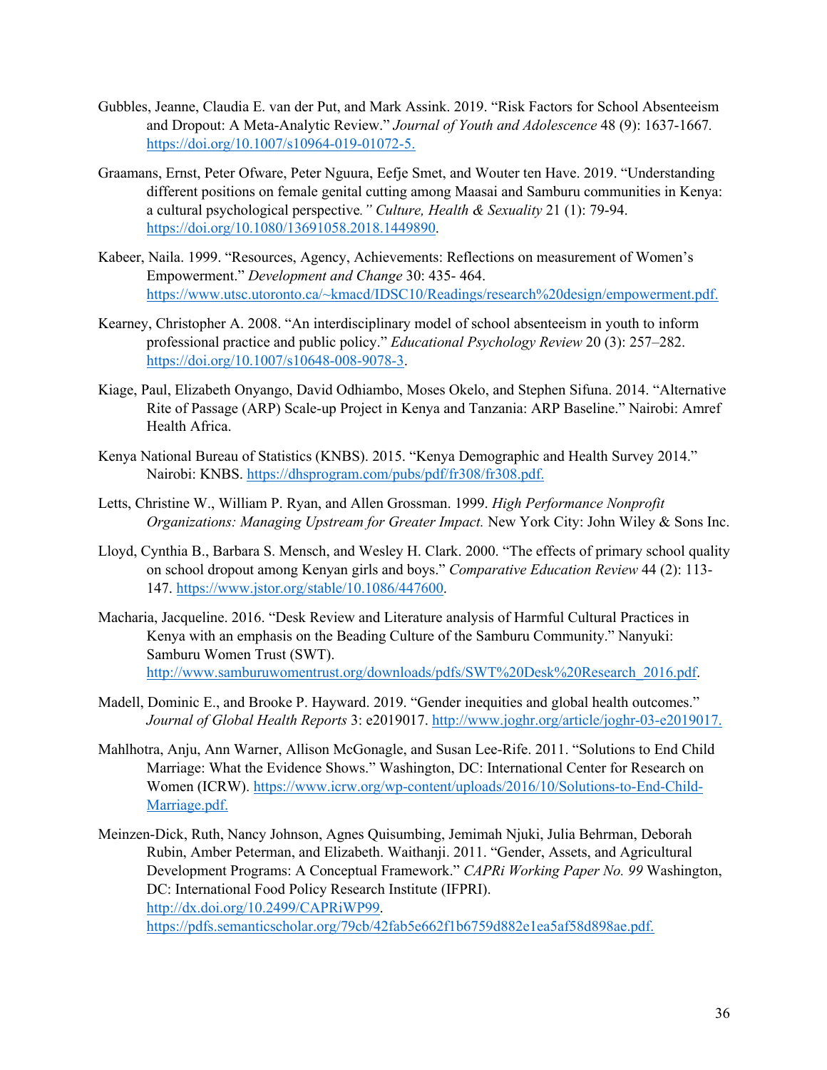Gubbles, Jeanne, Claudia E. van der Put, and Mark Assink. 2019. "Risk Factors for School Absenteeism and Dropout: A Meta-Analytic Review." *Journal of Youth and Adolescence* 48 (9): 1637-1667. https://doi.org/10.1007/s10964-019-01072-5.

Graamans, Ernst, Peter Ofware, Peter Nguura, Eefje Smet, and Wouter ten Have. 2019. "Understanding different positions on female genital cutting among Maasai and Samburu communities in Kenya: a cultural psychological perspective*." Culture, Health & Sexuality* 21 (1): 79-94. https://doi.org/10.1080/13691058.2018.1449890.

Kabeer, Naila. 1999. "Resources, Agency, Achievements: Reflections on measurement of Women's Empowerment." *Development and Change* 30: 435- 464. https://www.utsc.utoronto.ca/~kmacd/IDSC10/Readings/research%20design/empowerment.pdf.

Kearney, Christopher A. 2008. "An interdisciplinary model of school absenteeism in youth to inform professional practice and public policy." *Educational Psychology Review* 20 (3): 257–282. https://doi.org/10.1007/s10648-008-9078-3.

Kiage, Paul, Elizabeth Onyango, David Odhiambo, Moses Okelo, and Stephen Sifuna. 2014. "Alternative Rite of Passage (ARP) Scale-up Project in Kenya and Tanzania: ARP Baseline." Nairobi: Amref Health Africa.

Kenya National Bureau of Statistics (KNBS). 2015. "Kenya Demographic and Health Survey 2014." Nairobi: KNBS. https://dhsprogram.com/pubs/pdf/fr308/fr308.pdf.

Letts, Christine W., William P. Ryan, and Allen Grossman. 1999. *High Performance Nonprofit Organizations: Managing Upstream for Greater Impact.* New York City: John Wiley & Sons Inc.

Lloyd, Cynthia B., Barbara S. Mensch, and Wesley H. Clark. 2000. "The effects of primary school quality on school dropout among Kenyan girls and boys." *Comparative Education Review* 44 (2): 113-147. https://www.jstor.org/stable/10.1086/447600.

Macharia, Jacqueline. 2016. "Desk Review and Literature analysis of Harmful Cultural Practices in Kenya with an emphasis on the Beading Culture of the Samburu Community." Nanyuki: Samburu Women Trust (SWT). http://www.samburuwomentrust.org/downloads/pdfs/SWT%20Desk%20Research_2016.pdf.

Madell, Dominic E., and Brooke P. Hayward. 2019. "Gender inequities and global health outcomes." *Journal of Global Health Reports* 3: e2019017. http://www.joghr.org/article/joghr-03-e2019017.

Mahlhotra, Anju, Ann Warner, Allison McGonagle, and Susan Lee-Rife. 2011. "Solutions to End Child Marriage: What the Evidence Shows." Washington, DC: International Center for Research on Women (ICRW). https://www.icrw.org/wp-content/uploads/2016/10/Solutions-to-End-Child-Marriage.pdf.

Meinzen-Dick, Ruth, Nancy Johnson, Agnes Quisumbing, Jemimah Njuki, Julia Behrman, Deborah Rubin, Amber Peterman, and Elizabeth. Waithanji. 2011. "Gender, Assets, and Agricultural Development Programs: A Conceptual Framework." *CAPRi Working Paper No. 99* Washington, DC: International Food Policy Research Institute (IFPRI). http://dx.doi.org/10.2499/CAPRiWP99. https://pdfs.semanticscholar.org/79cb/42fab5e662f1b6759d882e1ea5af58d898ae.pdf.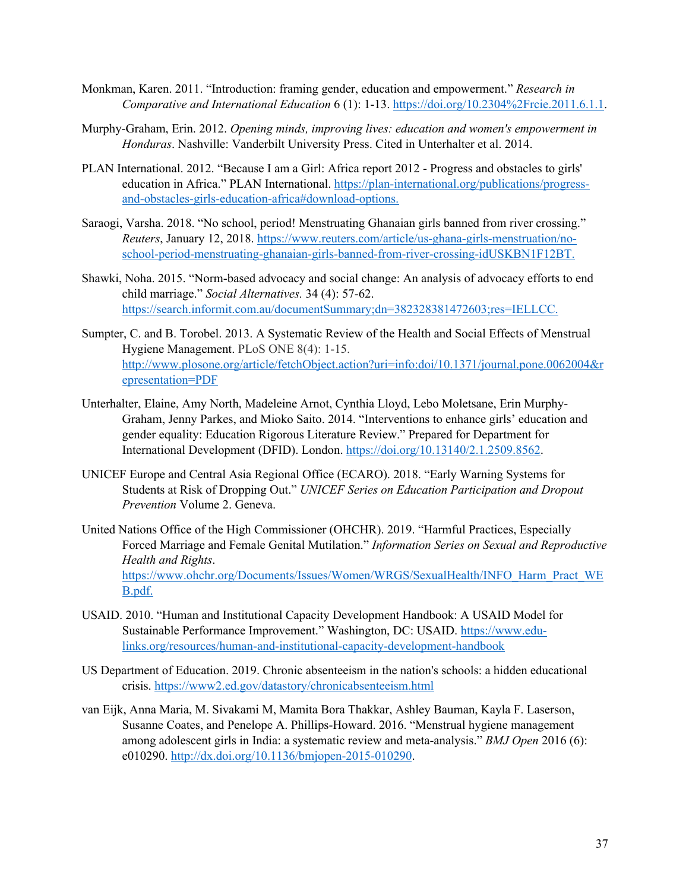Monkman, Karen. 2011. "Introduction: framing gender, education and empowerment." *Research in Comparative and International Education* 6 (1): 1-13. https://doi.org/10.2304%2Frcie.2011.6.1.1.

Murphy-Graham, Erin. 2012. *Opening minds, improving lives: education and women's empowerment in Honduras*. Nashville: Vanderbilt University Press. Cited in Unterhalter et al. 2014.

PLAN International. 2012. "Because I am a Girl: Africa report 2012 - Progress and obstacles to girls' education in Africa." PLAN International. https://plan-international.org/publications/progress-and-obstacles-girls-education-africa#download-options.

Saraogi, Varsha. 2018. "No school, period! Menstruating Ghanaian girls banned from river crossing." *Reuters*, January 12, 2018. https://www.reuters.com/article/us-ghana-girls-menstruation/no-school-period-menstruating-ghanaian-girls-banned-from-river-crossing-idUSKBN1F12BT.

Shawki, Noha. 2015. "Norm-based advocacy and social change: An analysis of advocacy efforts to end child marriage." *Social Alternatives.* 34 (4): 57-62. https://search.informit.com.au/documentSummary;dn=382328381472603;res=IELLCC.

Sumpter, C. and B. Torobel. 2013. A Systematic Review of the Health and Social Effects of Menstrual Hygiene Management. PLoS ONE 8(4): 1-15. http://www.plosone.org/article/fetchObject.action?uri=info:doi/10.1371/journal.pone.0062004&representation=PDF

Unterhalter, Elaine, Amy North, Madeleine Arnot, Cynthia Lloyd, Lebo Moletsane, Erin Murphy-Graham, Jenny Parkes, and Mioko Saito. 2014. "Interventions to enhance girls' education and gender equality: Education Rigorous Literature Review." Prepared for Department for International Development (DFID). London. https://doi.org/10.13140/2.1.2509.8562.

UNICEF Europe and Central Asia Regional Office (ECARO). 2018. "Early Warning Systems for Students at Risk of Dropping Out." *UNICEF Series on Education Participation and Dropout Prevention* Volume 2. Geneva.

United Nations Office of the High Commissioner (OHCHR). 2019. "Harmful Practices, Especially Forced Marriage and Female Genital Mutilation." *Information Series on Sexual and Reproductive Health and Rights*. https://www.ohchr.org/Documents/Issues/Women/WRGS/SexualHealth/INFO_Harm_Pract_WEB.pdf.

USAID. 2010. "Human and Institutional Capacity Development Handbook: A USAID Model for Sustainable Performance Improvement." Washington, DC: USAID. https://www.edu-links.org/resources/human-and-institutional-capacity-development-handbook

US Department of Education. 2019. Chronic absenteeism in the nation's schools: a hidden educational crisis. https://www2.ed.gov/datastory/chronicabsenteeism.html

van Eijk, Anna Maria, M. Sivakami M, Mamita Bora Thakkar, Ashley Bauman, Kayla F. Laserson, Susanne Coates, and Penelope A. Phillips-Howard. 2016. "Menstrual hygiene management among adolescent girls in India: a systematic review and meta-analysis." *BMJ Open* 2016 (6): e010290. http://dx.doi.org/10.1136/bmjopen-2015-010290.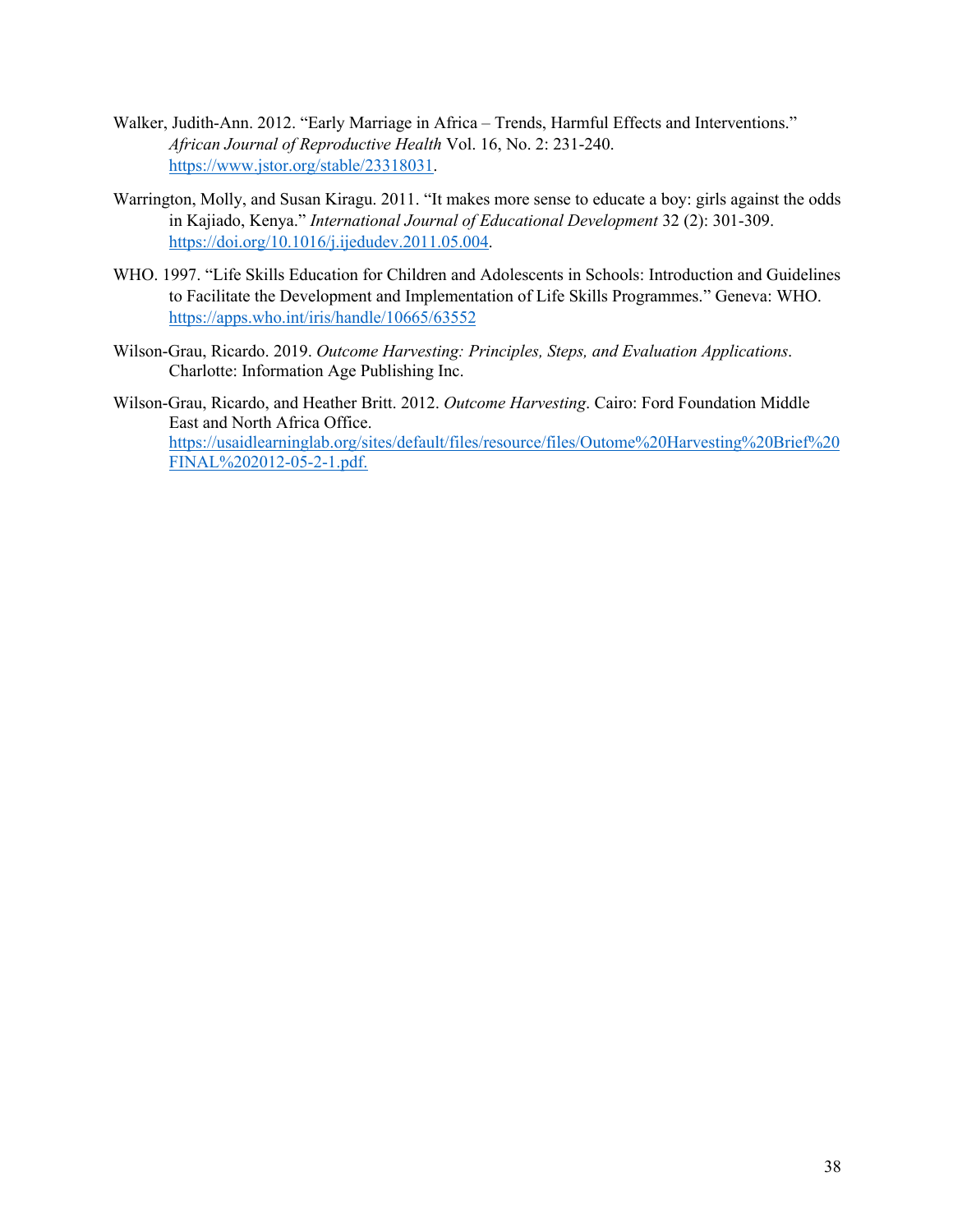Walker, Judith-Ann. 2012. "Early Marriage in Africa – Trends, Harmful Effects and Interventions." *African Journal of Reproductive Health* Vol. 16, No. 2: 231-240. https://www.jstor.org/stable/23318031.

Warrington, Molly, and Susan Kiragu. 2011. "It makes more sense to educate a boy: girls against the odds in Kajiado, Kenya." *International Journal of Educational Development* 32 (2): 301-309. https://doi.org/10.1016/j.ijedudev.2011.05.004.

WHO. 1997. "Life Skills Education for Children and Adolescents in Schools: Introduction and Guidelines to Facilitate the Development and Implementation of Life Skills Programmes." Geneva: WHO. https://apps.who.int/iris/handle/10665/63552

Wilson-Grau, Ricardo. 2019. *Outcome Harvesting: Principles, Steps, and Evaluation Applications*. Charlotte: Information Age Publishing Inc.

Wilson-Grau, Ricardo, and Heather Britt. 2012. *Outcome Harvesting*. Cairo: Ford Foundation Middle East and North Africa Office. https://usaidlearninglab.org/sites/default/files/resource/files/Outome%20Harvesting%20Brief%20FINAL%202012-05-2-1.pdf.